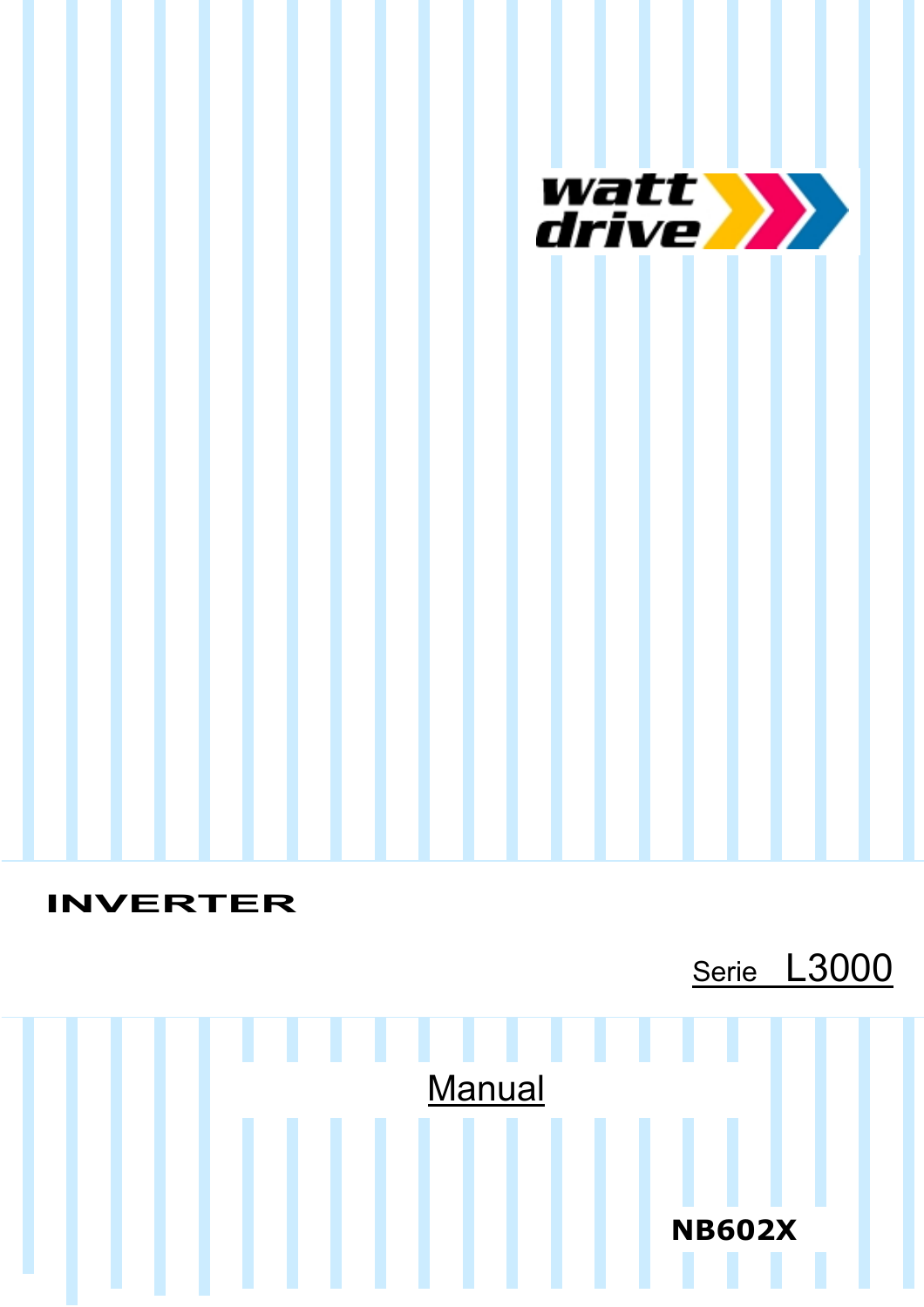watt drive

# INVERTER

Serie L3000

Manual

**NB602X**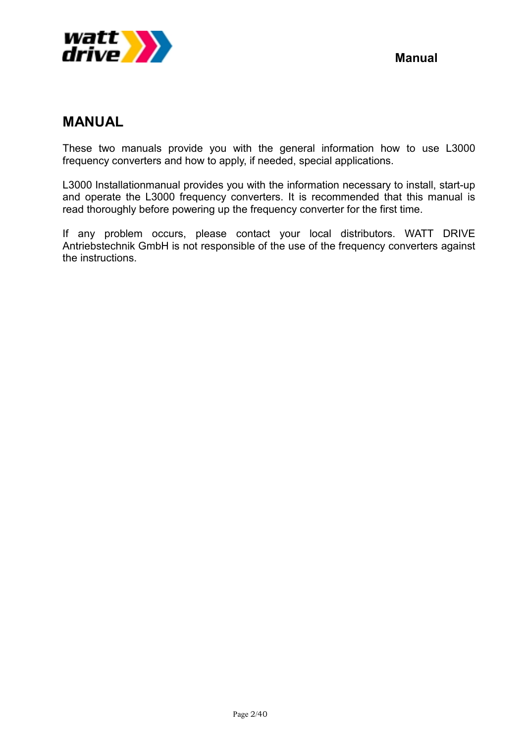# MANUAL

These two manuals provide you with the general information how to use L3000 frequency converters and how to apply, if needed, special applications.

L3000 Installationmanual provides you with the information necessary to install, start-up and operate the L3000 frequency converters. It is recommended that this manual is read thoroughly before powering up the frequency converter for the first time.

If any problem occurs, please contact your local distributors. WATT DRIVE Antriebstechnik GmbH is not responsible of the use of the frequency converters against the instructions.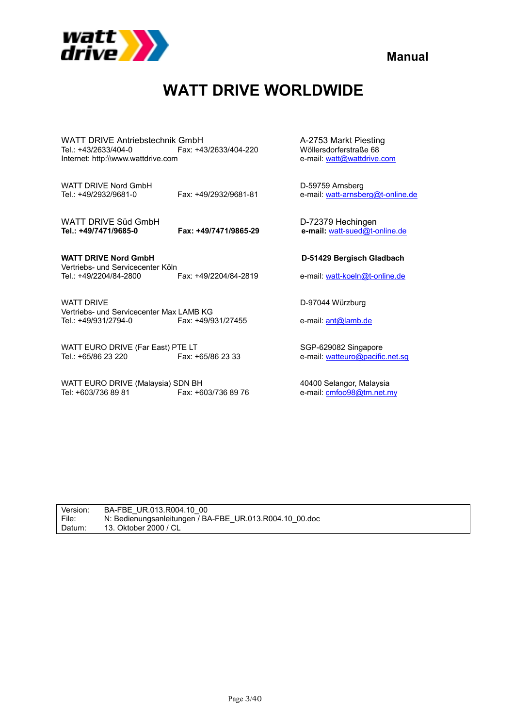Manual

# WATT DRIVE WORLDWIDE

WATT DRIVE Antriebstechnik GmbH
Tel.: +43/2633/404-0 Fax: +43/2633/404-220
Internet: http:\\www.wattdrive.com

A-2753 Markt Piesting
Wöllersdorferstraße 68
e-mail: watt@wattdrive.com

WATT DRIVE Nord GmbH
Tel.: +49/2932/9681-0 Fax: +49/2932/9681-81

D-59759 Arnsberg
e-mail: watt-arnsberg@t-online.de

WATT DRIVE Süd GmbH
**Tel.: +49/7471/9685-0** **Fax: +49/7471/9865-29**

D-72379 Hechingen
**e-mail:** watt-sued@t-online.de

**WATT DRIVE Nord GmbH**
Vertriebs- und Servicecenter Köln
Tel.: +49/2204/84-2800 Fax: +49/2204/84-2819

**D-51429 Bergisch Gladbach**
e-mail: watt-koeln@t-online.de

WATT DRIVE
Vertriebs- und Servicecenter Max LAMB KG
Tel.: +49/931/2794-0 Fax: +49/931/27455

D-97044 Würzburg
e-mail: ant@lamb.de

WATT EURO DRIVE (Far East) PTE LT
Tel.: +65/86 23 220 Fax: +65/86 23 33

SGP-629082 Singapore
e-mail: watteuro@pacific.net.sg

WATT EURO DRIVE (Malaysia) SDN BH
Tel: +603/736 89 81 Fax: +603/736 89 76

40400 Selangor, Malaysia
e-mail: cmfoo98@tm.net.my

| | |
|---|---|
| Version: | BA-FBE_UR.013.R004.10_00 |
| File: | N: Bedienungsanleitungen / BA-FBE_UR.013.R004.10_00.doc |
| Datum: | 13. Oktober 2000 / CL |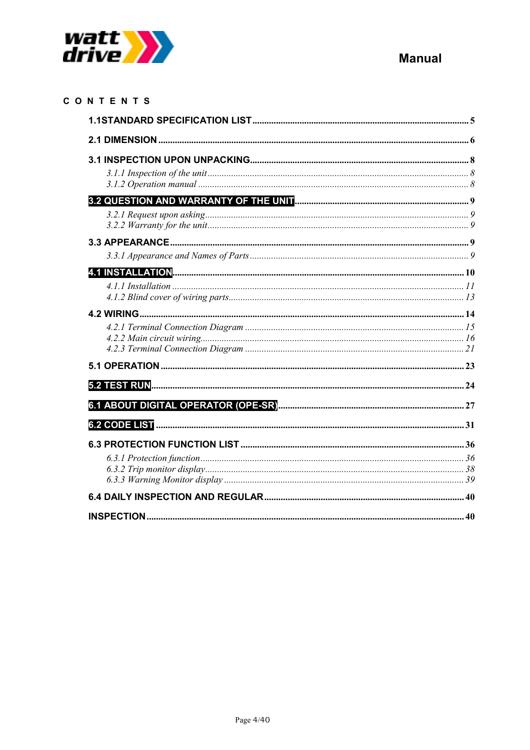# CONTENTS

**1.1STANDARD SPECIFICATION LIST** ........ 5

**2.1 DIMENSION** ........ 6

**3.1 INSPECTION UPON UNPACKING** ........ 8

- *3.1.1 Inspection of the unit* ........ *8*
- *3.1.2 Operation manual* ........ *8*

**3.2 QUESTION AND WARRANTY OF THE UNIT** ........ 9

- *3.2.1 Request upon asking* ........ *9*
- *3.2.2 Warranty for the unit* ........ *9*

**3.3 APPEARANCE** ........ 9

- *3.3.1 Appearance and Names of Parts* ........ *9*

**4.1 INSTALLATION** ........ 10

- *4.1.1 Installation* ........ *11*
- *4.1.2 Blind cover of wiring parts* ........ *13*

**4.2 WIRING** ........ 14

- *4.2.1 Terminal Connection Diagram* ........ *15*
- *4.2.2 Main circuit wiring* ........ *16*
- *4.2.3 Terminal Connection Diagram* ........ *21*

**5.1 OPERATION** ........ 23

**5.2 TEST RUN** ........ 24

**6.1 ABOUT DIGITAL OPERATOR (OPE-SR)** ........ 27

**6.2 CODE LIST** ........ 31

**6.3 PROTECTION FUNCTION LIST** ........ 36

- *6.3.1 Protection function* ........ *36*
- *6.3.2 Trip monitor display* ........ *38*
- *6.3.3 Warning Monitor display* ........ *39*

**6.4 DAILY INSPECTION AND REGULAR** ........ 40

**INSPECTION** ........ 40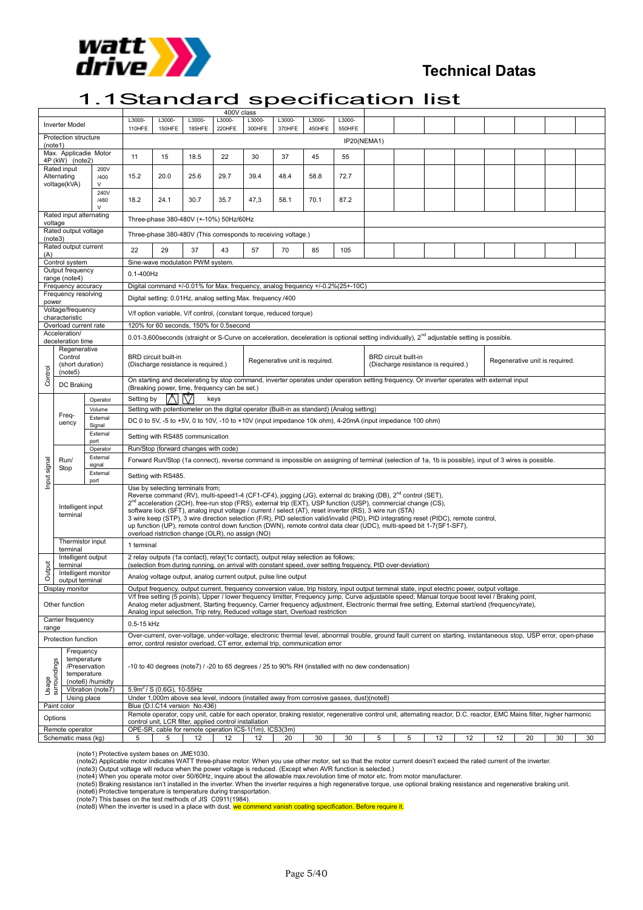# Technical Datas

## 1.1 Standard specification list

| | | | 400V class | | | | | | | | | | | | | | | |
|---|---|---|---|---|---|---|---|---|---|---|---|---|---|---|---|---|---|---|
| Inverter Model | | | L3000-110HFE | L3000-150HFE | L3000-185HFE | L3000-220HFE | L3000-300HFE | L3000-370HFE | L3000-450HFE | L3000-550HFE | | | | | | | | |
| Protection structure (note1) | | | IP20(NEMA1) | | | | | | | | | | | | | | | |
| Max. Applicadie Motor 4P (kW) (note2) | | | 11 | 15 | 18.5 | 22 | 30 | 37 | 45 | 55 | | | | | | | | |
| Rated input Alternating voltage(kVA) | | 200V/400V | 15.2 | 20.0 | 25.6 | 29.7 | 39.4 | 48.4 | 58.8 | 72.7 | | | | | | | | |
| | | 240V/480V | 18.2 | 24.1 | 30.7 | 35.7 | 47,3 | 58.1 | 70.1 | 87.2 | | | | | | | | |
| Rated input alternating voltage | | | Three-phase 380-480V (+-10%) 50Hz/60Hz | | | | | | | | | | | | | | | |
| Rated output voltage (note3) | | | Three-phase 380-480V (This corresponds to receiving voltage.) | | | | | | | | | | | | | | | |
| Rated output current (A) | | | 22 | 29 | 37 | 43 | 57 | 70 | 85 | 105 | | | | | | | | |
| Control | Control system | | Sine-wave modulation PWM system. | | | | | | | | | | | | | | | |
| | Output frequency range (note4) | | 0.1-400Hz | | | | | | | | | | | | | | | |
| | Frequency accuracy | | Digital command +/-0.01% for Max. frequency, analog frequency +/-0.2%(25+-10C) | | | | | | | | | | | | | | | |
| | Frequency resolving power | | Digital setting: 0.01Hz, analog setting:Max. frequency /400 | | | | | | | | | | | | | | | |
| | Voltage/frequency characteristic | | V/f option variable, V/f control, (constant torque, reduced torque) | | | | | | | | | | | | | | | |
| | Overload current rate | | 120% for 60 seconds, 150% for 0.5second | | | | | | | | | | | | | | | |
| | Acceleration/ deceleration time | | 0.01-3,600seconds (straight or S-Curve on acceleration, deceleration is optional setting individually), 2nd adjustable setting is possible. | | | | | | | | | | | | | | | |
| | Regenerative Control (short duration) (note5) | | BRD circuit built-in (Discharge resistance is required.) | | | Regenerative unit is required. | | | | | BRD circuit built-in (Discharge resistance is required.) | | | | Regenerative unit is required. | | | |
| | DC Braking | | On starting and decelerating by stop command, inverter operates under operation setting frequency. Or inverter operates with external input (Breaking power, time, frequency can be set.) | | | | | | | | | | | | | | | |
| Input signal | Frequency | Operator | Setting by △ ▽ keys | | | | | | | | | | | | | | | |
| | | Volume | Setting with potentiometer on the digital operator (Built-in as standard) (Analog setting) | | | | | | | | | | | | | | | |
| | | External Signal | DC 0 to 5V, -5 to +5V, 0 to 10V, -10 to +10V (input impedance 10k ohm), 4-20mA (input impedance 100 ohm) | | | | | | | | | | | | | | | |
| | | External port | Setting with RS485 communication | | | | | | | | | | | | | | | |
| | Run/ Stop | Operator | Run/Stop (forward changes with code) | | | | | | | | | | | | | | | |
| | | External signal | Forward Run/Stop (1a connect), reverse command is impossible on assigning of terminal (selection of 1a, 1b is possible), input of 3 wires is possible. | | | | | | | | | | | | | | | |
| | | External port | Setting with RS485. | | | | | | | | | | | | | | | |
| | Intelligent input terminal | | Use by selecting terminals from; Reverse command (RV), multi-speed1-4 (CF1-CF4), jogging (JG), external dc braking (DB), 2nd control (SET), 2nd acceleration (2CH), free-run stop (FRS), external trip (EXT), USP function (USP), commercial change (CS), software lock (SFT), analog input voltage / current / select (AT), reset inverter (RS), 3 wire run (STA) 3 wire keep (STP), 3 wire direction selection (F/R), PID selection valid/invalid (PID), PID integrating reset (PIDC), remote control, up function (UP), remote control down function (DWN), remote control data clear (UDC), multi-speed bit 1-7(SF1-SF7), overload ristriction change (OLR), no assign (NO) | | | | | | | | | | | | | | | |
| | Thermistor input terminal | | 1 terminal | | | | | | | | | | | | | | | |
| Output | Intelligent output terminal | | 2 relay outputs (1a contact), relay(1c contact), output relay selection as follows; (selection from during running, on arrival with constant speed, over setting frequency, PID over-deviation) | | | | | | | | | | | | | | | |
| | Intelligent monitor output terminal | | Analog voltage output, analog current output, pulse line output | | | | | | | | | | | | | | | |
| Display monitor | | | Output frequency, output current, frequency conversion value, trip history, input output terminal state, input electric power, output voltage. | | | | | | | | | | | | | | | |
| Other function | | | V/f free setting (5 points), Upper / lower frequency limitter, Frequency jump, Curve adjustable speed, Manual torque boost level / Braking point, Analog meter adjustment, Starting frequency, Carrier frequency adjustment, Electronic thermal free setting, External start/end (frequency/rate), Analog input selection, Trip retry, Reduced voltage start, Overload restriction | | | | | | | | | | | | | | | |
| Carrier frequency range | | | 0.5-15 kHz | | | | | | | | | | | | | | | |
| Protection function | | | Over-current, over-voltage, under-voltage, electronic thermal level, abnormal trouble, ground fault current on starting, instantaneous stop, USP error, open-phase error, control resistor overload, CT error, external trip, communication error | | | | | | | | | | | | | | | |
| Usage surroundings | Frequency temperature /Preservation temperature (note6) /humidty | | -10 to 40 degrees (note7) / -20 to 65 degrees / 25 to 90% RH (installed with no dew condensation) | | | | | | | | | | | | | | | |
| | Vibration (note7) | | 5.9m²/ S (0.6G), 10-55Hz | | | | | | | | | | | | | | | |
| | Using place | | Under 1,000m above sea level, indoors (installed away from corrosive gasses, dust)(note8) | | | | | | | | | | | | | | | |
| Paint color | | | Blue (D.I.C14 version No.436) | | | | | | | | | | | | | | | |
| Options | | | Remote operator, copy unit, cable for each operator, braking resistor, regenerative control unit, alternating reactor, D.C. reactor, EMC Mains filter, higher harmonic control unit, LCR filter, applied control installation | | | | | | | | | | | | | | | |
| Remote operator | | | OPE-SR, cable for remote operation ICS-1(1m), ICS3(3m) | | | | | | | | | | | | | | | |
| Schematic mass (kg) | | | 5 | 5 | 12 | 12 | 12 | 20 | 30 | 30 | 5 | 5 | 12 | 12 | 12 | 20 | 30 | 30 |

(note1) Protective system bases on JME1030.
(note2) Applicable motor indicates WATT three-phase motor. When you use other motor, set so that the motor current doesn't exceed the rated current of the inverter.
(note3) Output voltage will reduce when the power voltage is reduced. (Except when AVR function is selected.)
(note4) When you operate motor over 50/60Hz, inquire about the allowable max.revolution time of motor etc. from motor manufacturer.
(note5) Braking resistance isn't installed in the inverter. When the inverter requires a high regenerative torque, use optional braking resistance and regenerative braking unit.
(note6) Protective temperature is temperature during transportation.
(note7) This bases on the test methods of JIS C0911(1984).
(note8) When the inverter is used in a place with dust, we commend vanish coating specification. Before require it.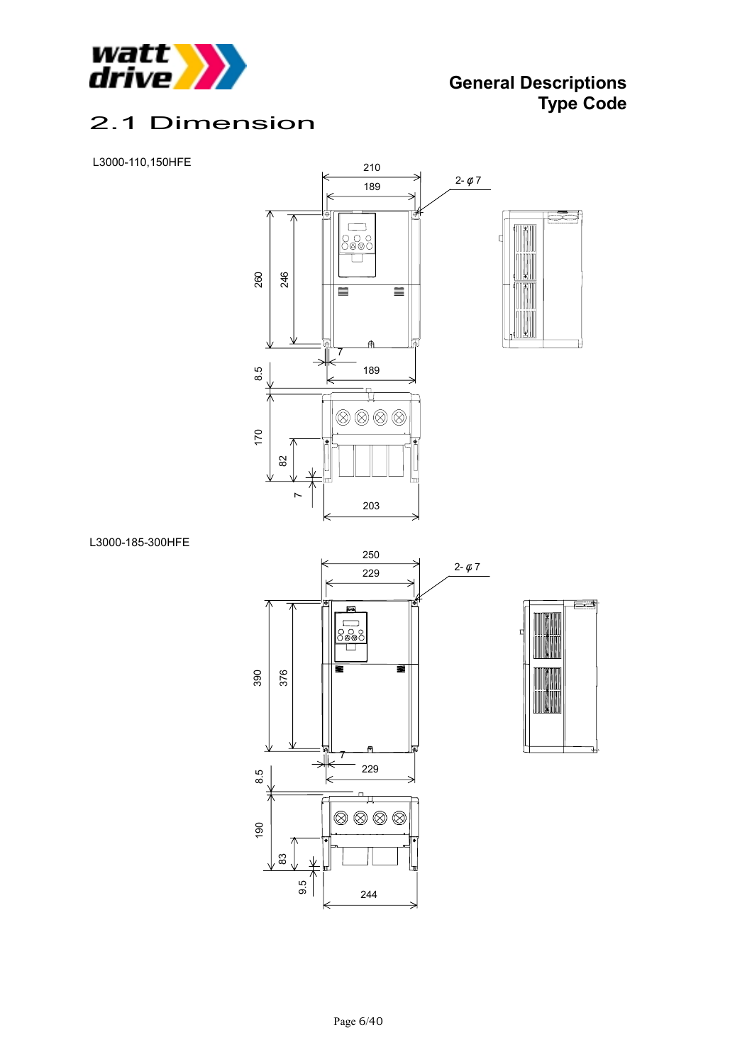# 2.1 Dimension

L3000-110,150HFE

210
189
2- φ7
260
246
7
189
8.5
170
82
7
203

L3000-185-300HFE

250
229
2- φ7
390
376
7
229
8.5
190
83
9.5
244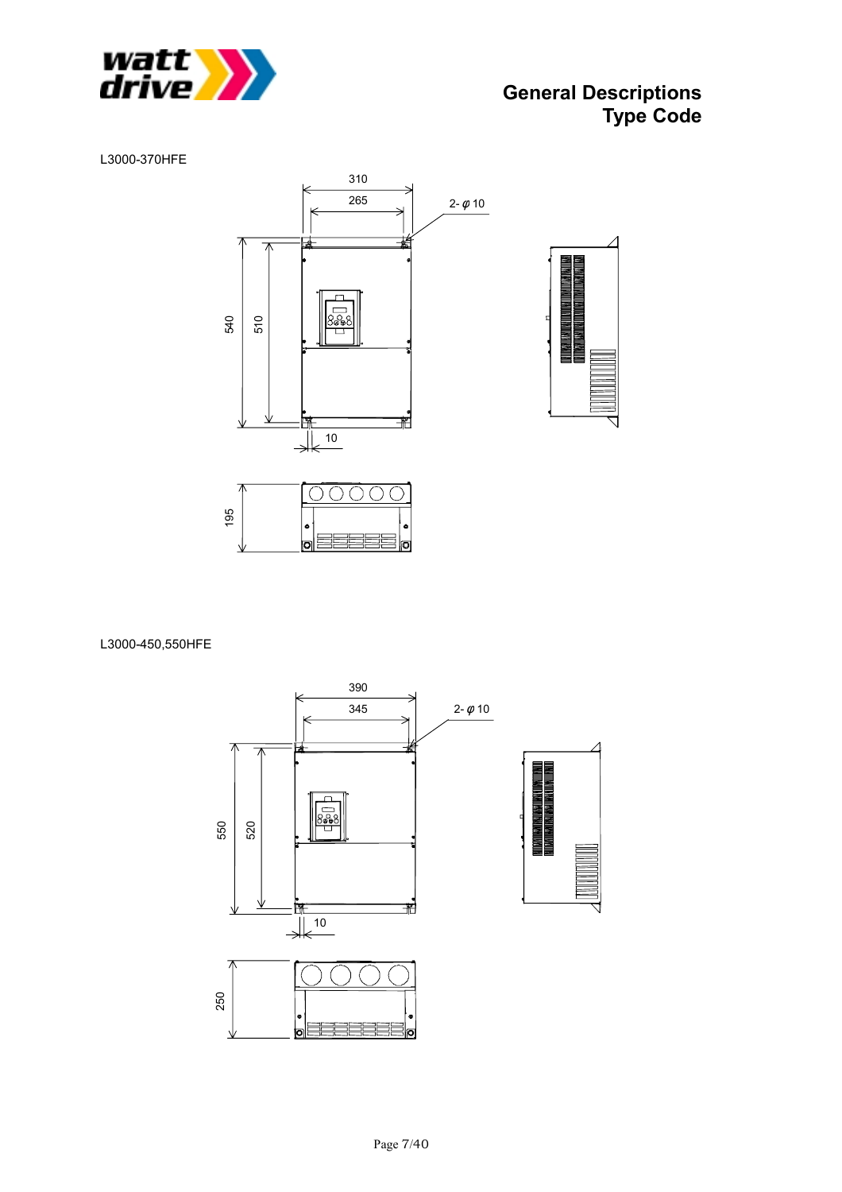## General Descriptions
## Type Code

L3000-370HFE

310

265

2- φ 10

540

510

10

195

L3000-450,550HFE

390

345

2- φ 10

550

520

10

250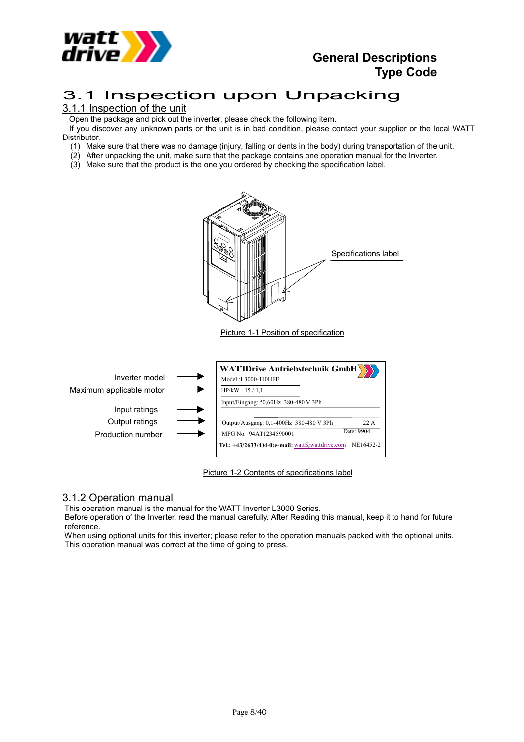# 3.1 Inspection upon Unpacking

## 3.1.1 Inspection of the unit

Open the package and pick out the inverter, please check the following item.

If you discover any unknown parts or the unit is in bad condition, please contact your supplier or the local WATT Distributor.

(1) Make sure that there was no damage (injury, falling or dents in the body) during transportation of the unit.
(2) After unpacking the unit, make sure that the package contains one operation manual for the Inverter.
(3) Make sure that the product is the one you ordered by checking the specification label.

Specifications label

Picture 1-1 Position of specification

| | |
|---|---|
| | WATTDrive Antriebstechnik GmbH |
| Inverter model | Model :L3000-110HFE |
| Maximum applicable motor | HP/kW : 15 / 1,1 |
| Input ratings | Input/Eingang: 50,60Hz 380-480 V 3Ph |
| Output ratings | Output/Ausgang: 0,1-400Hz 380-480 V 3Ph 22 A |
| Production number | MFG No. 94AT1234590001 Date: 9904 |
| | Tel.: +43/2633/404-0;e-mail: watt@wattdrive.com NE16452-2 |

Picture 1-2 Contents of specifications label

## 3.1.2 Operation manual

This operation manual is the manual for the WATT Inverter L3000 Series.

Before operation of the Inverter, read the manual carefully. After Reading this manual, keep it to hand for future reference.

When using optional units for this inverter; please refer to the operation manuals packed with the optional units.

This operation manual was correct at the time of going to press.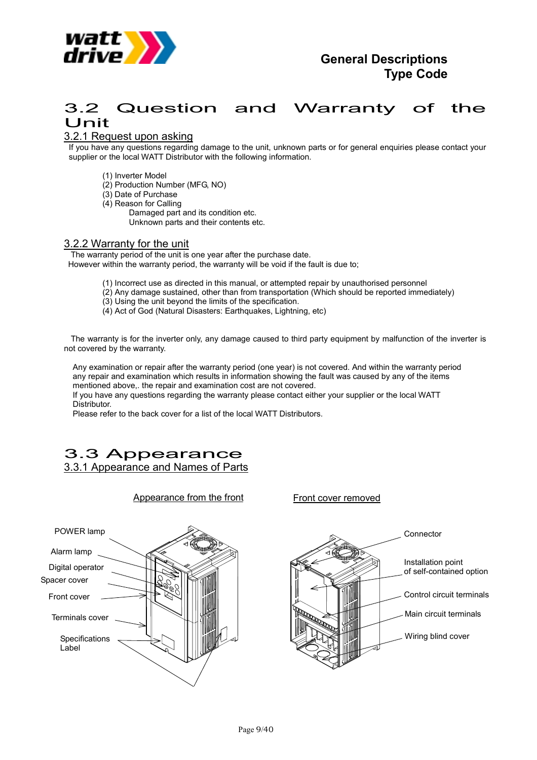# 3.2 Question and Warranty of the Unit

## 3.2.1 Request upon asking

If you have any questions regarding damage to the unit, unknown parts or for general enquiries please contact your supplier or the local WATT Distributor with the following information.

(1) Inverter Model
(2) Production Number (MFG, NO)
(3) Date of Purchase
(4) Reason for Calling
Damaged part and its condition etc.
Unknown parts and their contents etc.

## 3.2.2 Warranty for the unit

The warranty period of the unit is one year after the purchase date.
However within the warranty period, the warranty will be void if the fault is due to;

(1) Incorrect use as directed in this manual, or attempted repair by unauthorised personnel
(2) Any damage sustained, other than from transportation (Which should be reported immediately)
(3) Using the unit beyond the limits of the specification.
(4) Act of God (Natural Disasters: Earthquakes, Lightning, etc)

The warranty is for the inverter only, any damage caused to third party equipment by malfunction of the inverter is not covered by the warranty.

Any examination or repair after the warranty period (one year) is not covered. And within the warranty period any repair and examination which results in information showing the fault was caused by any of the items mentioned above,. the repair and examination cost are not covered.
If you have any questions regarding the warranty please contact either your supplier or the local WATT Distributor.
Please refer to the back cover for a list of the local WATT Distributors.

# 3.3 Appearance

## 3.3.1 Appearance and Names of Parts

Appearance from the front

POWER lamp
Alarm lamp
Digital operator
Spacer cover
Front cover
Terminals cover
Specifications Label

Front cover removed

Connector
Installation point of self-contained option
Control circuit terminals
Main circuit terminals
Wiring blind cover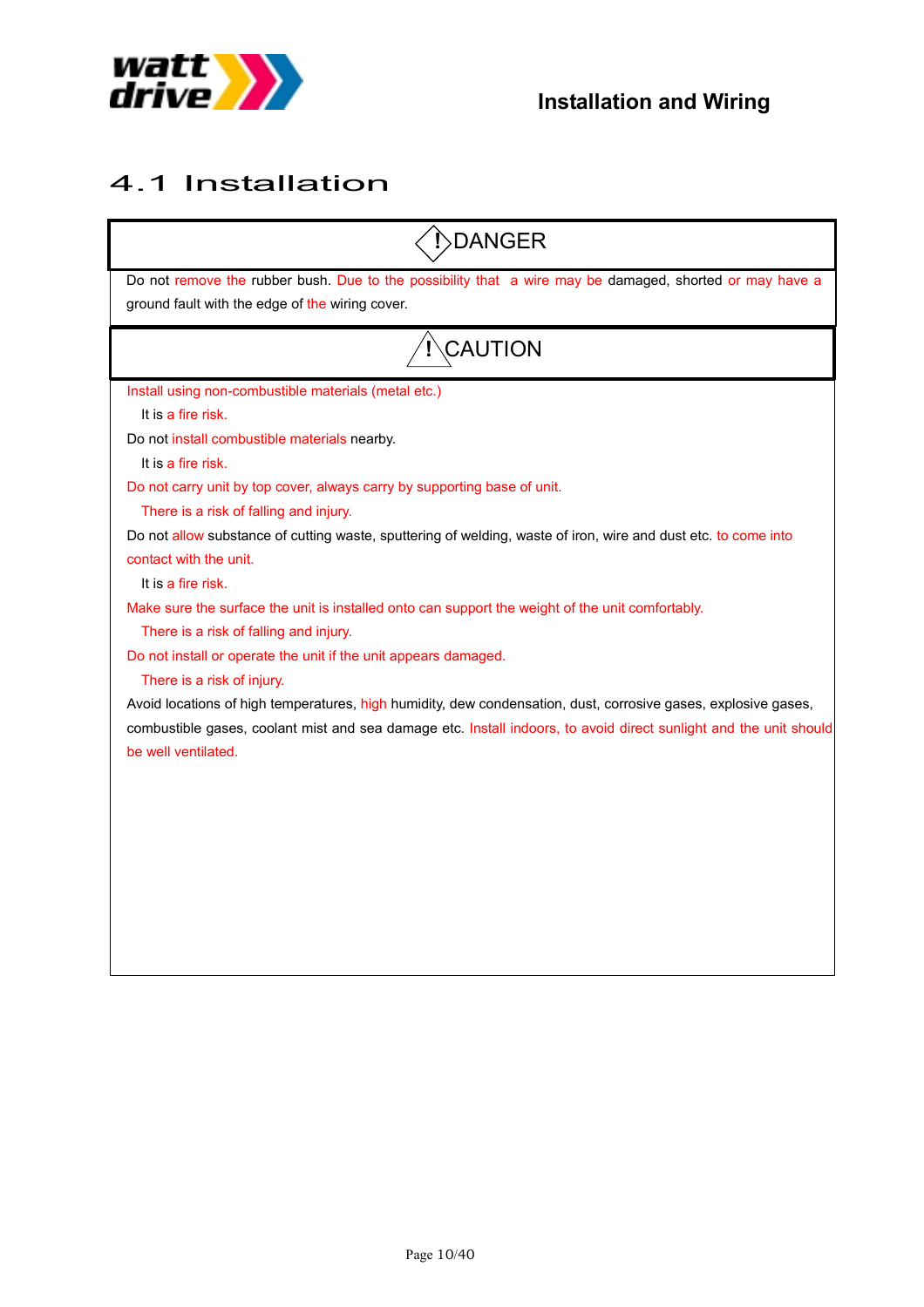# 4.1 Installation

**DANGER**

Do not remove the rubber bush. Due to the possibility that a wire may be damaged, shorted or may have a ground fault with the edge of the wiring cover.

**CAUTION**

Install using non-combustible materials (metal etc.)

It is a fire risk.

Do not install combustible materials nearby.

It is a fire risk.

Do not carry unit by top cover, always carry by supporting base of unit.

There is a risk of falling and injury.

Do not allow substance of cutting waste, sputtering of welding, waste of iron, wire and dust etc. to come into contact with the unit.

It is a fire risk.

Make sure the surface the unit is installed onto can support the weight of the unit comfortably.

There is a risk of falling and injury.

Do not install or operate the unit if the unit appears damaged.

There is a risk of injury.

Avoid locations of high temperatures, high humidity, dew condensation, dust, corrosive gases, explosive gases, combustible gases, coolant mist and sea damage etc. Install indoors, to avoid direct sunlight and the unit should be well ventilated.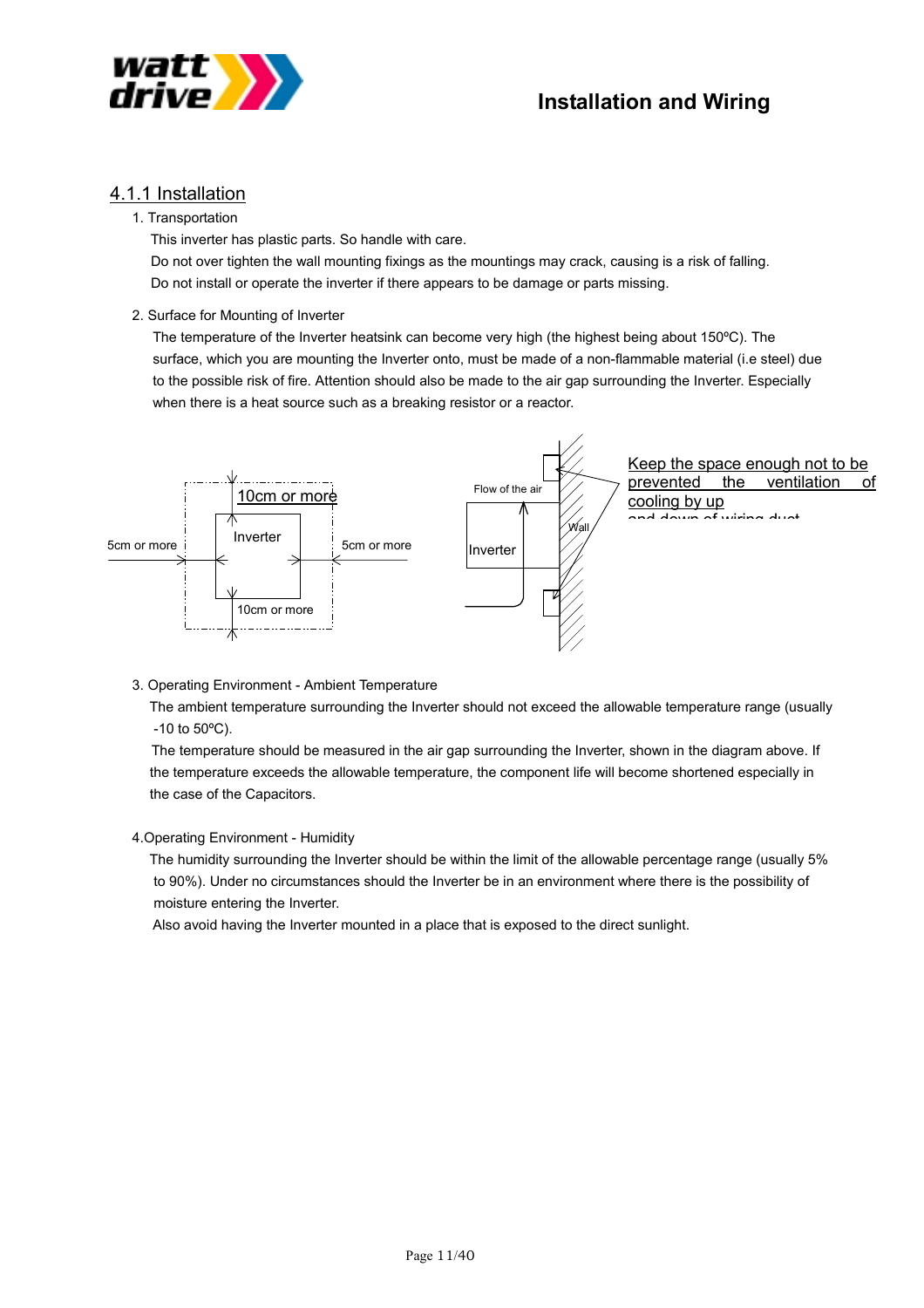## 4.1.1 Installation

1. Transportation

   This inverter has plastic parts. So handle with care.

   Do not over tighten the wall mounting fixings as the mountings may crack, causing is a risk of falling.

   Do not install or operate the inverter if there appears to be damage or parts missing.

2. Surface for Mounting of Inverter

   The temperature of the Inverter heatsink can become very high (the highest being about 150ºC). The surface, which you are mounting the Inverter onto, must be made of a non-flammable material (i.e steel) due to the possible risk of fire. Attention should also be made to the air gap surrounding the Inverter. Especially when there is a heat source such as a breaking resistor or a reactor.

10cm or more

5cm or more

Inverter

5cm or more

10cm or more

Flow of the air

Inverter

Wall

Keep the space enough not to be prevented the ventilation of cooling by up and down of wiring duct

3. Operating Environment - Ambient Temperature

   The ambient temperature surrounding the Inverter should not exceed the allowable temperature range (usually -10 to 50ºC).

   The temperature should be measured in the air gap surrounding the Inverter, shown in the diagram above. If the temperature exceeds the allowable temperature, the component life will become shortened especially in the case of the Capacitors.

4. Operating Environment - Humidity

   The humidity surrounding the Inverter should be within the limit of the allowable percentage range (usually 5% to 90%). Under no circumstances should the Inverter be in an environment where there is the possibility of moisture entering the Inverter.

   Also avoid having the Inverter mounted in a place that is exposed to the direct sunlight.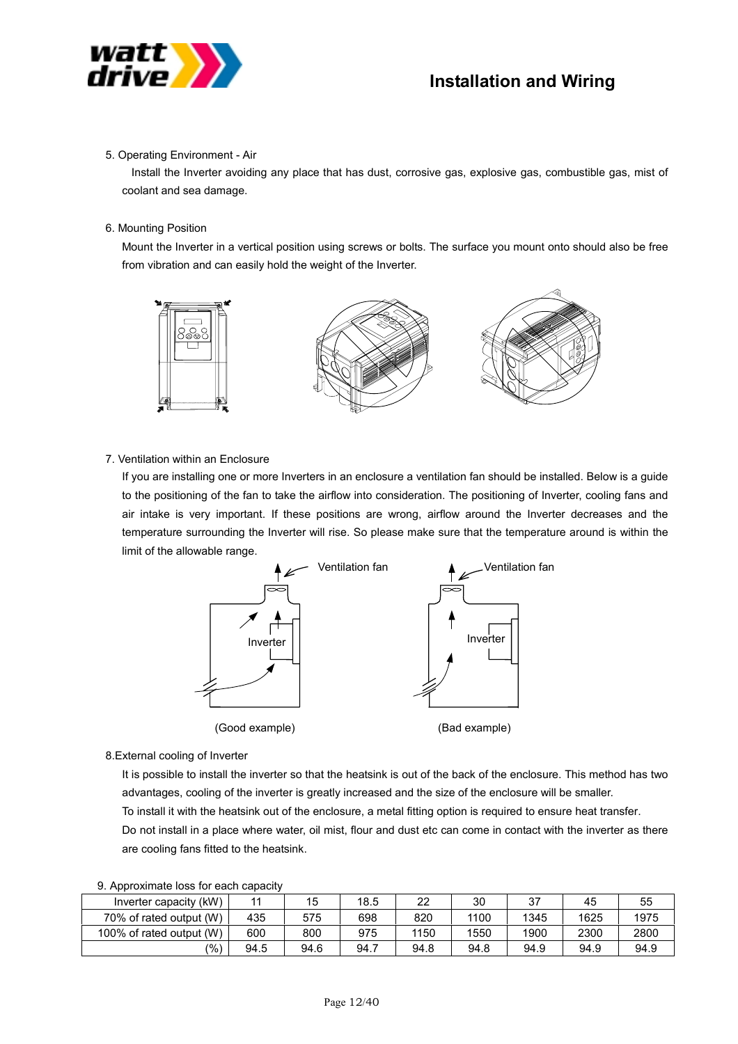5. Operating Environment - Air

Install the Inverter avoiding any place that has dust, corrosive gas, explosive gas, combustible gas, mist of coolant and sea damage.

6. Mounting Position

Mount the Inverter in a vertical position using screws or bolts. The surface you mount onto should also be free from vibration and can easily hold the weight of the Inverter.

7. Ventilation within an Enclosure

If you are installing one or more Inverters in an enclosure a ventilation fan should be installed. Below is a guide to the positioning of the fan to take the airflow into consideration. The positioning of Inverter, cooling fans and air intake is very important. If these positions are wrong, airflow around the Inverter decreases and the temperature surrounding the Inverter will rise. So please make sure that the temperature around is within the limit of the allowable range.

Ventilation fan — Inverter — (Good example)

Ventilation fan — Inverter — (Bad example)

8.External cooling of Inverter

It is possible to install the inverter so that the heatsink is out of the back of the enclosure. This method has two advantages, cooling of the inverter is greatly increased and the size of the enclosure will be smaller.

To install it with the heatsink out of the enclosure, a metal fitting option is required to ensure heat transfer.

Do not install in a place where water, oil mist, flour and dust etc can come in contact with the inverter as there are cooling fans fitted to the heatsink.

9. Approximate loss for each capacity

| Inverter capacity (kW) | 11 | 15 | 18.5 | 22 | 30 | 37 | 45 | 55 |
|---|---|---|---|---|---|---|---|---|
| 70% of rated output (W) | 435 | 575 | 698 | 820 | 1100 | 1345 | 1625 | 1975 |
| 100% of rated output (W) | 600 | 800 | 975 | 1150 | 1550 | 1900 | 2300 | 2800 |
| (%) | 94.5 | 94.6 | 94.7 | 94.8 | 94.8 | 94.9 | 94.9 | 94.9 |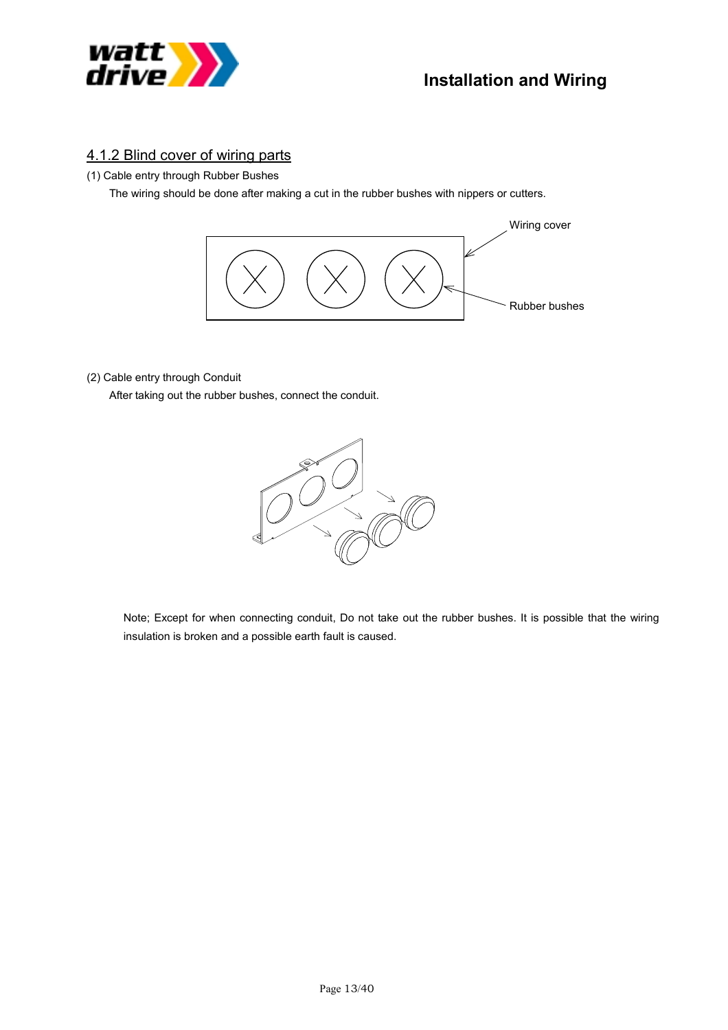### 4.1.2 Blind cover of wiring parts

(1) Cable entry through Rubber Bushes

The wiring should be done after making a cut in the rubber bushes with nippers or cutters.

Wiring cover

Rubber bushes

(2) Cable entry through Conduit

After taking out the rubber bushes, connect the conduit.

Note; Except for when connecting conduit, Do not take out the rubber bushes. It is possible that the wiring insulation is broken and a possible earth fault is caused.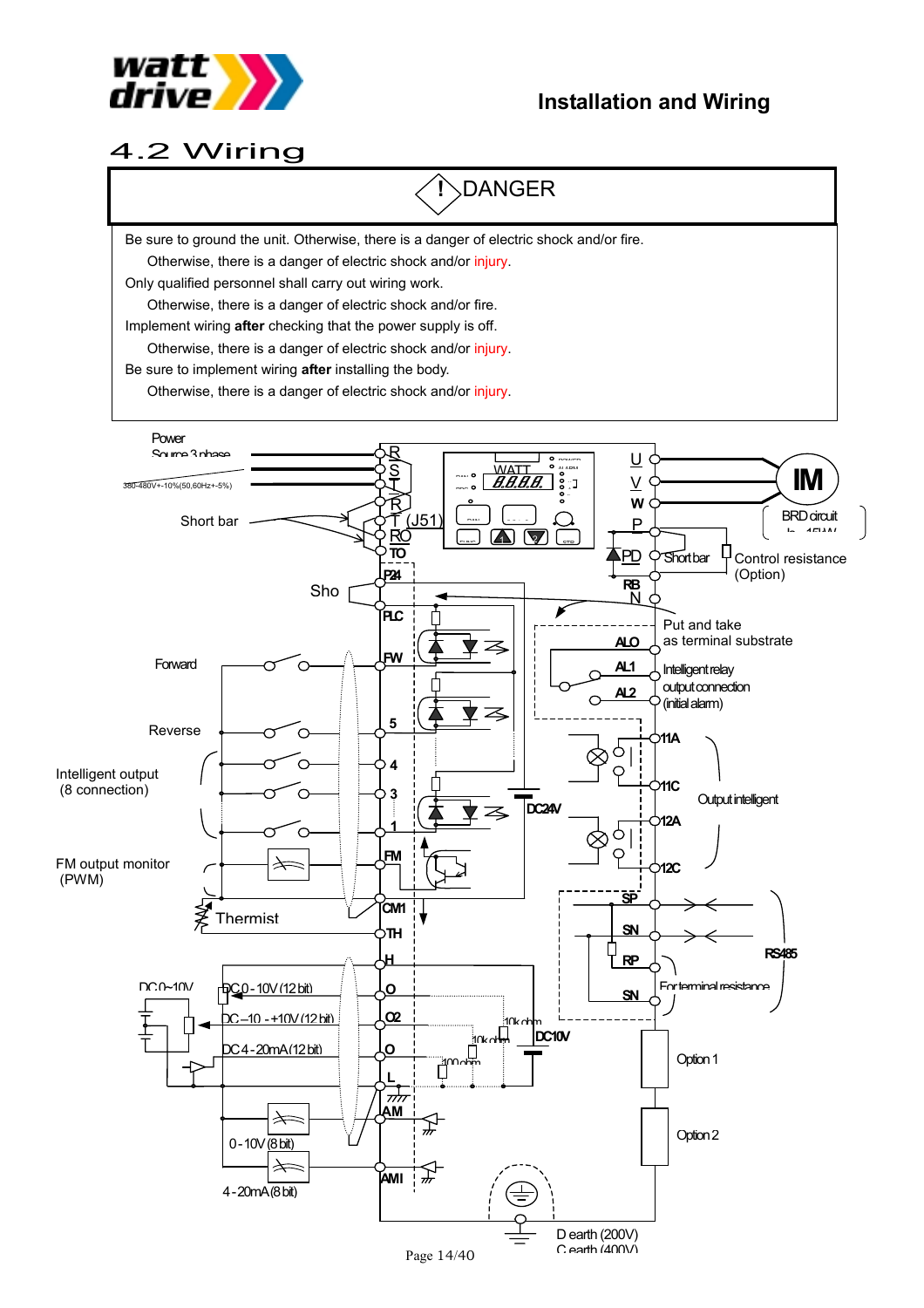## 4.2 Wiring

**! DANGER**

Be sure to ground the unit. Otherwise, there is a danger of electric shock and/or fire.
    Otherwise, there is a danger of electric shock and/or injury.

Only qualified personnel shall carry out wiring work.
    Otherwise, there is a danger of electric shock and/or fire.

Implement wiring **after** checking that the power supply is off.
    Otherwise, there is a danger of electric shock and/or injury.

Be sure to implement wiring **after** installing the body.
    Otherwise, there is a danger of electric shock and/or injury.

Power Source 3 phase
380-480V+-10%(50,60Hz+-5%)
R
S
T
R
T (J51)
RO
TO
Short bar
P24
Sho
PLC
Forward
FW
Reverse
5
4
3
1
Intelligent output
(8 connection)
FM output monitor
(PWM)
FM
CM1
Thermist
TH
H
DC 0~10V
DC 0 - 10V (12 bit)
O
DC -10 - +10V (12 bit)
O2
DC 4 - 20mA (12 bit)
O
L
AM
0 - 10V (8 bit)
AMI
4 - 20mA (8 bit)
10k ohm
10k ohm
100 ohm
DC10V
DC24V
U
V
W
IM
BRD circuit
P
PD
Short bar
Control resistance
(Option)
RB
N
Put and take
as terminal substrate
ALO
AL1
Intelligent relay
output connection
(initial alarm)
AL2
11A
11C
Output intelligent
12A
12C
SP
SN
RP
SN
RS485
For terminal resistance
Option 1
Option 2
D earth (200V)
C earth (400V)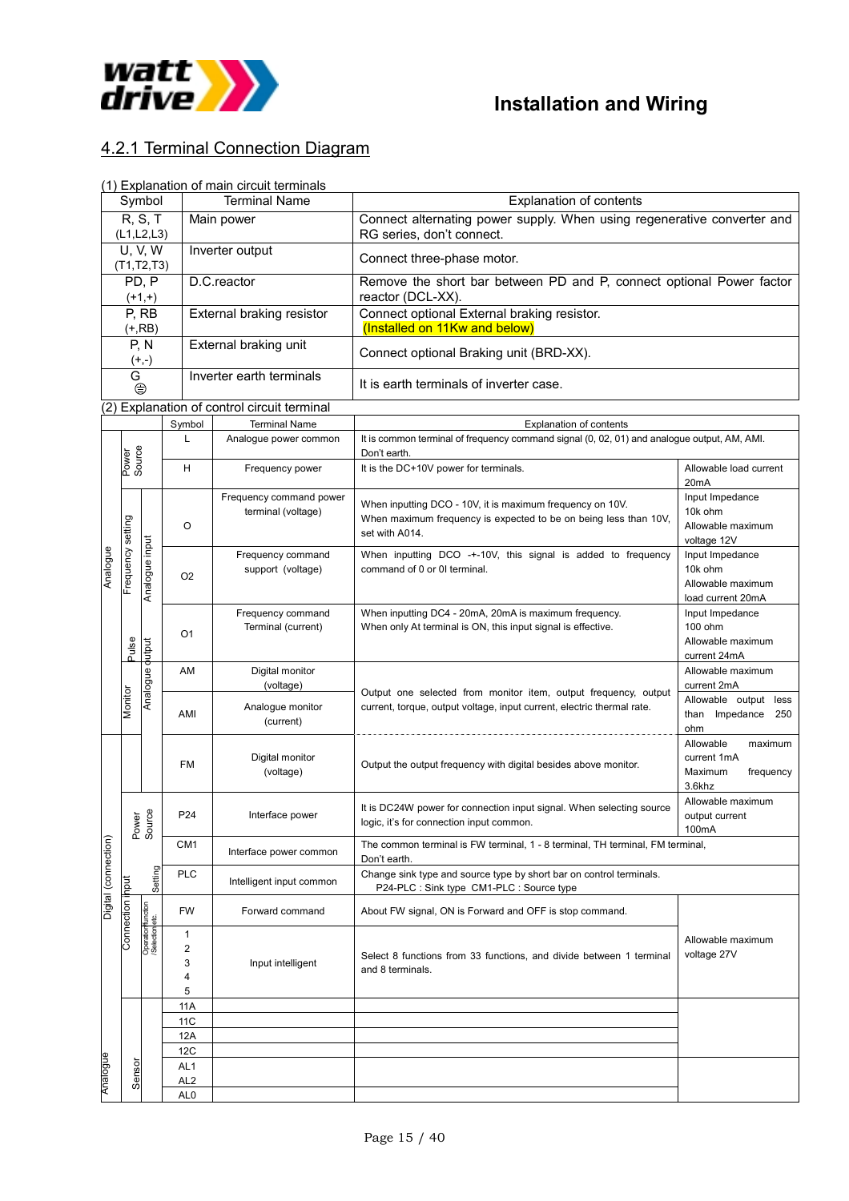## Installation and Wiring

### 4.2.1 Terminal Connection Diagram

(1) Explanation of main circuit terminals

| Symbol | Terminal Name | Explanation of contents |
|---|---|---|
| R, S, T (L1,L2,L3) | Main power | Connect alternating power supply. When using regenerative converter and RG series, don't connect. |
| U, V, W (T1,T2,T3) | Inverter output | Connect three-phase motor. |
| PD, P (+1,+) | D.C.reactor | Remove the short bar between PD and P, connect optional Power factor reactor (DCL-XX). |
| P, RB (+,RB) | External braking resistor | Connect optional External braking resistor. (Installed on 11Kw and below) |
| P, N (+,-) | External braking unit | Connect optional Braking unit (BRD-XX). |
| G ⏚ | Inverter earth terminals | It is earth terminals of inverter case. |

(2) Explanation of control circuit terminal

| | | | Symbol | Terminal Name | Explanation of contents | |
|---|---|---|---|---|---|---|
| Analogue | Power Source | | L | Analogue power common | It is common terminal of frequency command signal (0, 02, 01) and analogue output, AM, AMI. Don't earth. | |
| Analogue | Power Source | | H | Frequency power | It is the DC+10V power for terminals. | Allowable load current 20mA |
| Analogue | Frequency setting | Analogue input | O | Frequency command power terminal (voltage) | When inputting DCO - 10V, it is maximum frequency on 10V. When maximum frequency is expected to be on being less than 10V, set with A014. | Input Impedance 10k ohm Allowable maximum voltage 12V |
| Analogue | Frequency setting | Analogue input | O2 | Frequency command support (voltage) | When inputting DCO -+-10V, this signal is added to frequency command of 0 or 0I terminal. | Input Impedance 10k ohm Allowable maximum load current 20mA |
| Analogue | Frequency setting | Analogue input | O1 | Frequency command Terminal (current) | When inputting DC4 - 20mA, 20mA is maximum frequency. When only At terminal is ON, this input signal is effective. | Input Impedance 100 ohm Allowable maximum current 24mA |
| Analogue | Monitor | Analogue output | AM | Digital monitor (voltage) | Output one selected from monitor item, output frequency, output current, torque, output voltage, input current, electric thermal rate. | Allowable maximum current 2mA |
| Analogue | Monitor | Analogue output | AMI | Analogue monitor (current) | | Allowable output less than Impedance 250 ohm |
| Digital (connection) | Pulse | | FM | Digital monitor (voltage) | Output the output frequency with digital besides above monitor. | Allowable maximum current 1mA Maximum frequency 3.6khz |
| Digital (connection) | Power Source | | P24 | Interface power | It is DC24W power for connection input signal. When selecting source logic, it's for connection input common. | Allowable maximum output current 100mA |
| Digital (connection) | Power Source | | CM1 | Interface power common | The common terminal is FW terminal, 1 - 8 terminal, TH terminal, FM terminal, Don't earth. | |
| Digital (connection) | Input | Setting | PLC | Intelligent input common | Change sink type and source type by short bar on control terminals. P24-PLC : Sink type CM1-PLC : Source type | |
| Digital (connection) | Connection Input | Operation/function /Selection etc. | FW | Forward command | About FW signal, ON is Forward and OFF is stop command. | Allowable maximum voltage 27V |
| Digital (connection) | Connection Input | Operation/function /Selection etc. | 1 2 3 4 5 | Input intelligent | Select 8 functions from 33 functions, and divide between 1 terminal and 8 terminals. | |
| Analogue | Sensor | | 11A | | | |
| | | | 11C | | | |
| | | | 12A | | | |
| | | | 12C | | | |
| | | | AL1 | | | |
| | | | AL2 | | | |
| | | | AL0 | | | |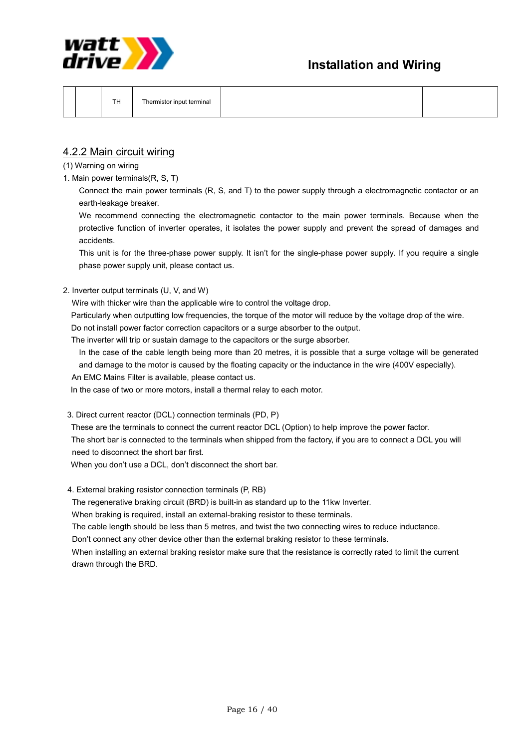|  |  | TH | Thermistor input terminal |  |  |
|---|---|---|---|---|---|

## 4.2.2 Main circuit wiring

(1) Warning on wiring

1. Main power terminals(R, S, T)

Connect the main power terminals (R, S, and T) to the power supply through a electromagnetic contactor or an earth-leakage breaker.

We recommend connecting the electromagnetic contactor to the main power terminals. Because when the protective function of inverter operates, it isolates the power supply and prevent the spread of damages and accidents.

This unit is for the three-phase power supply. It isn't for the single-phase power supply. If you require a single phase power supply unit, please contact us.

2. Inverter output terminals (U, V, and W)

Wire with thicker wire than the applicable wire to control the voltage drop.

Particularly when outputting low frequencies, the torque of the motor will reduce by the voltage drop of the wire.

Do not install power factor correction capacitors or a surge absorber to the output.

The inverter will trip or sustain damage to the capacitors or the surge absorber.

In the case of the cable length being more than 20 metres, it is possible that a surge voltage will be generated and damage to the motor is caused by the floating capacity or the inductance in the wire (400V especially).

An EMC Mains Filter is available, please contact us.

In the case of two or more motors, install a thermal relay to each motor.

3. Direct current reactor (DCL) connection terminals (PD, P)

These are the terminals to connect the current reactor DCL (Option) to help improve the power factor.

The short bar is connected to the terminals when shipped from the factory, if you are to connect a DCL you will need to disconnect the short bar first.

When you don't use a DCL, don't disconnect the short bar.

4. External braking resistor connection terminals (P, RB)

The regenerative braking circuit (BRD) is built-in as standard up to the 11kw Inverter.

When braking is required, install an external-braking resistor to these terminals.

The cable length should be less than 5 metres, and twist the two connecting wires to reduce inductance.

Don't connect any other device other than the external braking resistor to these terminals.

When installing an external braking resistor make sure that the resistance is correctly rated to limit the current drawn through the BRD.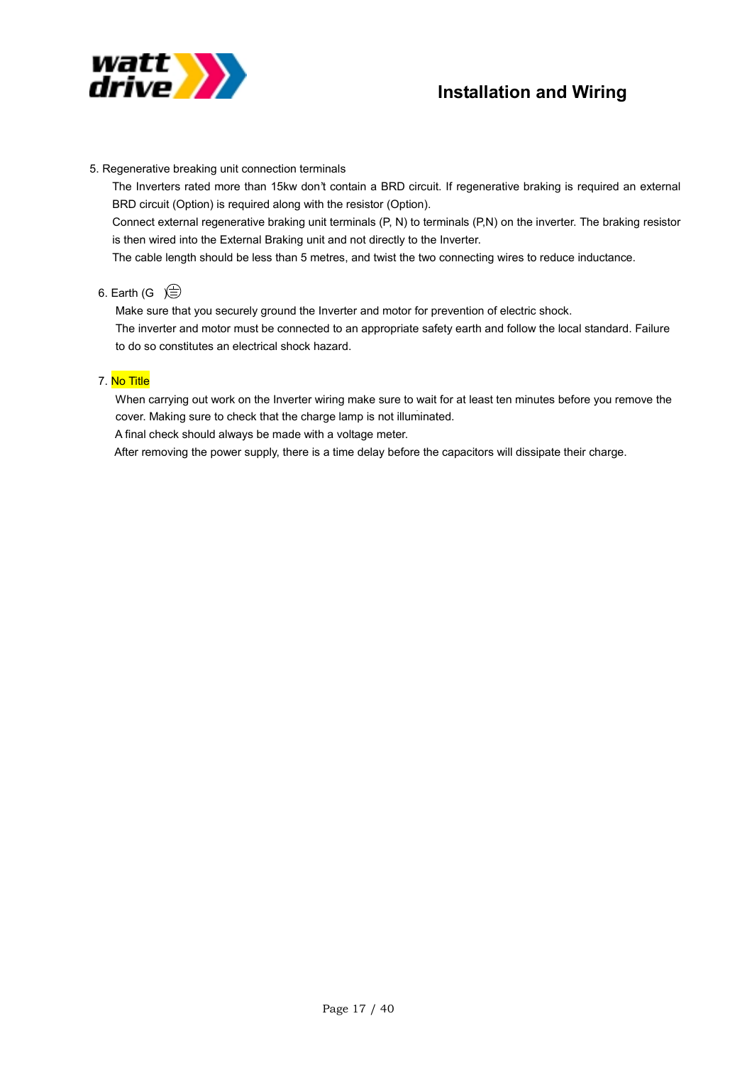5. Regenerative breaking unit connection terminals

The Inverters rated more than 15kw don't contain a BRD circuit. If regenerative braking is required an external BRD circuit (Option) is required along with the resistor (Option).

Connect external regenerative braking unit terminals (P, N) to terminals (P,N) on the inverter. The braking resistor is then wired into the External Braking unit and not directly to the Inverter.

The cable length should be less than 5 metres, and twist the two connecting wires to reduce inductance.

6. Earth (G ⏚)

Make sure that you securely ground the Inverter and motor for prevention of electric shock.

The inverter and motor must be connected to an appropriate safety earth and follow the local standard. Failure to do so constitutes an electrical shock hazard.

7. No Title

When carrying out work on the Inverter wiring make sure to wait for at least ten minutes before you remove the cover. Making sure to check that the charge lamp is not illuminated.

A final check should always be made with a voltage meter.

After removing the power supply, there is a time delay before the capacitors will dissipate their charge.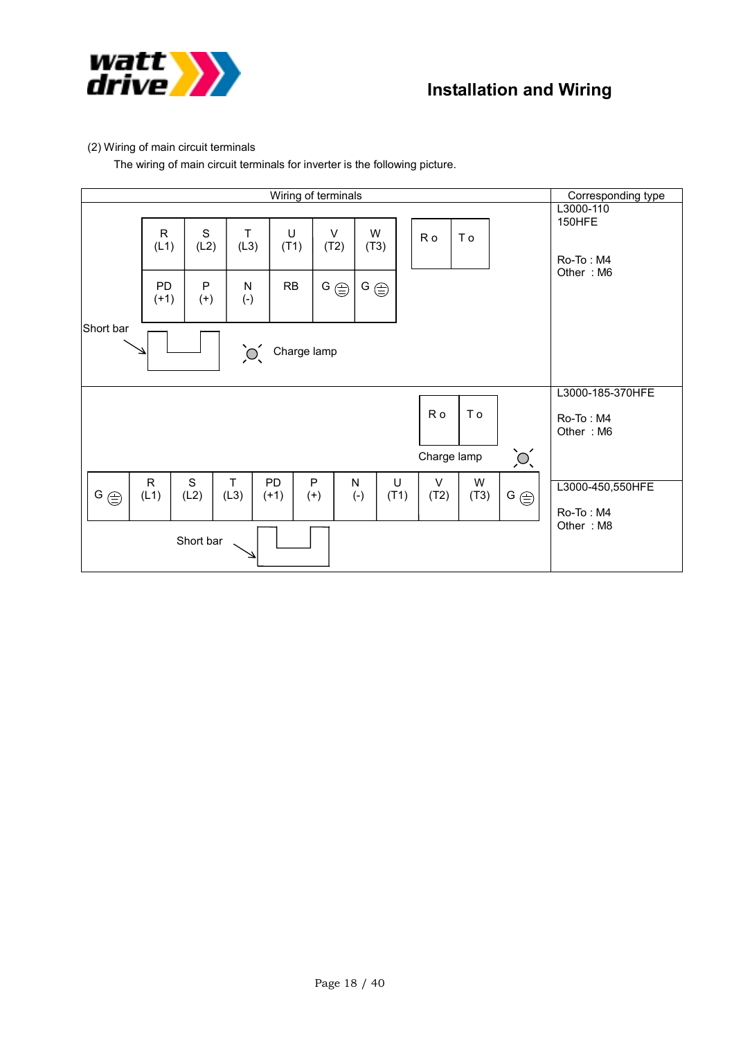(2) Wiring of main circuit terminals

The wiring of main circuit terminals for inverter is the following picture.

| Wiring of terminals | Corresponding type |
|---|---|
| R (L1), S (L2), T (L3), U (T1), V (T2), W (T3) / PD (+1), P (+), N (-), RB, G ⏚, G ⏚ ; R o, T o ; Short bar ; Charge lamp | L3000-110 150HFE<br><br>Ro-To : M4<br>Other : M6 |
| R o, T o ; Charge lamp ; G ⏚, R (L1), S (L2), T (L3), PD (+1), P (+), N (-), U (T1), V (T2), W (T3), G ⏚ ; Short bar | L3000-185-370HFE<br><br>Ro-To : M4<br>Other : M6 |
| | L3000-450,550HFE<br><br>Ro-To : M4<br>Other : M8 |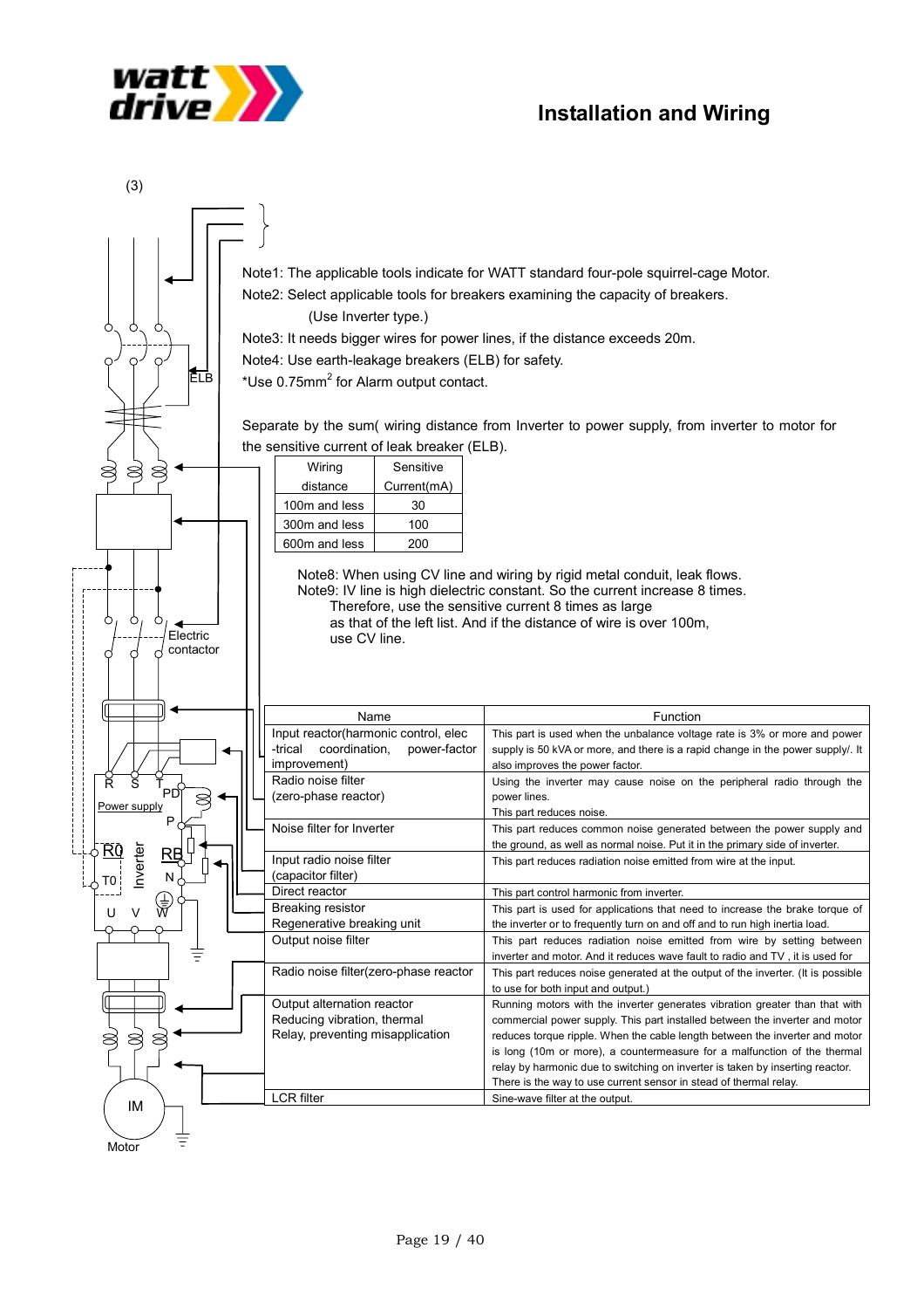## Installation and Wiring

(3)

ELB

Electric contactor

R S T PD Power supply P RB R0 T0 Inverter N U V W

IM

Motor

Note1: The applicable tools indicate for WATT standard four-pole squirrel-cage Motor.

Note2: Select applicable tools for breakers examining the capacity of breakers.
(Use Inverter type.)

Note3: It needs bigger wires for power lines, if the distance exceeds 20m.

Note4: Use earth-leakage breakers (ELB) for safety.

*Use 0.75mm$^2$ for Alarm output contact.

Separate by the sum( wiring distance from Inverter to power supply, from inverter to motor for the sensitive current of leak breaker (ELB).

| Wiring distance | Sensitive Current(mA) |
|---|---|
| 100m and less | 30 |
| 300m and less | 100 |
| 600m and less | 200 |

Note8: When using CV line and wiring by rigid metal conduit, leak flows.
Note9: IV line is high dielectric constant. So the current increase 8 times.
Therefore, use the sensitive current 8 times as large as that of the left list. And if the distance of wire is over 100m, use CV line.

| Name | Function |
|---|---|
| Input reactor(harmonic control, elec -trical coordination, power-factor improvement) | This part is used when the unbalance voltage rate is 3% or more and power supply is 50 kVA or more, and there is a rapid change in the power supply/. It also improves the power factor. |
| Radio noise filter (zero-phase reactor) | Using the inverter may cause noise on the peripheral radio through the power lines. This part reduces noise. |
| Noise filter for Inverter | This part reduces common noise generated between the power supply and the ground, as well as normal noise. Put it in the primary side of inverter. |
| Input radio noise filter (capacitor filter) | This part reduces radiation noise emitted from wire at the input. |
| Direct reactor | This part control harmonic from inverter. |
| Breaking resistor Regenerative breaking unit | This part is used for applications that need to increase the brake torque of the inverter or to frequently turn on and off and to run high inertia load. |
| Output noise filter | This part reduces radiation noise emitted from wire by setting between inverter and motor. And it reduces wave fault to radio and TV , it is used for |
| Radio noise filter(zero-phase reactor) | This part reduces noise generated at the output of the inverter. (It is possible to use for both input and output.) |
| Output alternation reactor Reducing vibration, thermal Relay, preventing misapplication | Running motors with the inverter generates vibration greater than that with commercial power supply. This part installed between the inverter and motor reduces torque ripple. When the cable length between the inverter and motor is long (10m or more), a countermeasure for a malfunction of the thermal relay by harmonic due to switching on inverter is taken by inserting reactor. There is the way to use current sensor in stead of thermal relay. |
| LCR filter | Sine-wave filter at the output. |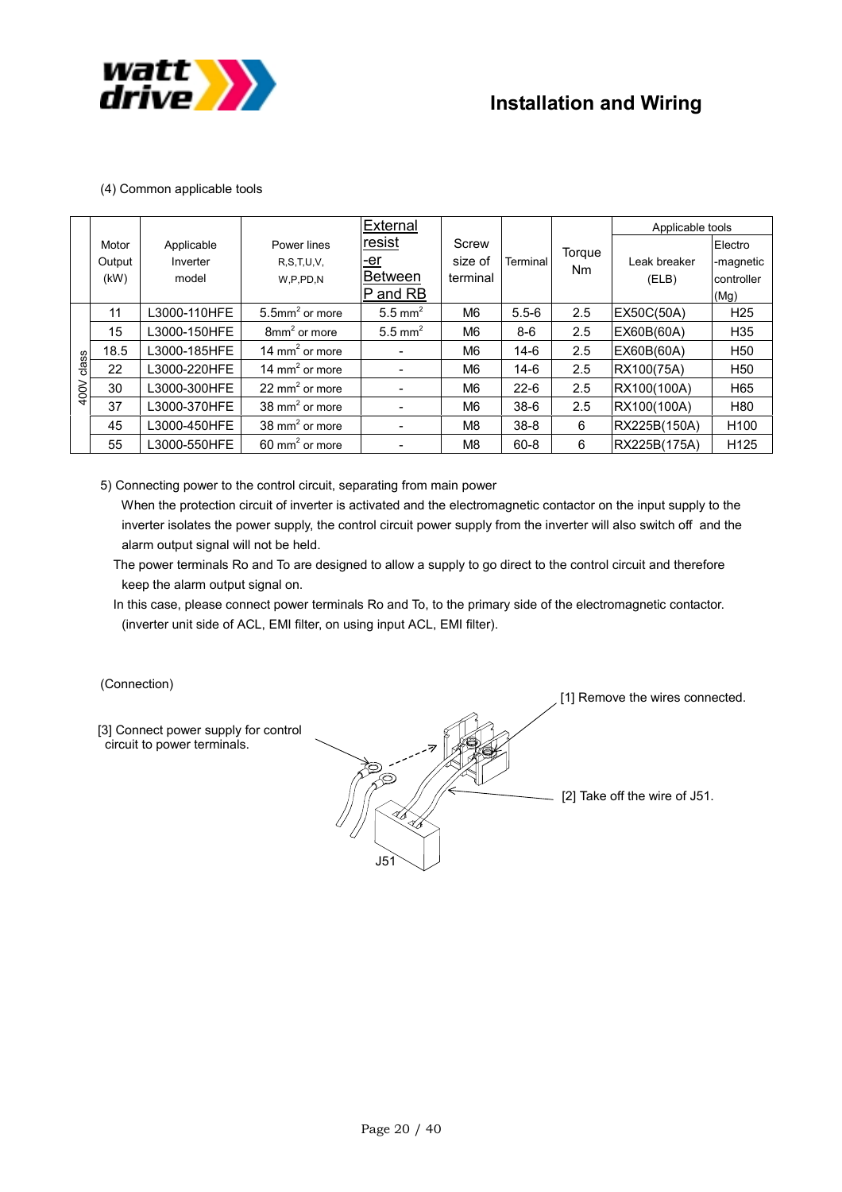# Installation and Wiring

(4) Common applicable tools

| | Motor Output (kW) | Applicable Inverter model | Power lines R,S,T,U,V, W,P,PD,N | External resist-er Between P and RB | Screw size of terminal | Terminal | Torque Nm | Applicable tools | |
|---|---|---|---|---|---|---|---|---|---|
| | | | | | | | | Leak breaker (ELB) | Electro-magnetic controller (Mg) |
| 400V class | 11 | L3000-110HFE | 5.5mm$^2$ or more | 5.5 mm$^2$ | M6 | 5.5-6 | 2.5 | EX50C(50A) | H25 |
| | 15 | L3000-150HFE | 8mm$^2$ or more | 5.5 mm$^2$ | M6 | 8-6 | 2.5 | EX60B(60A) | H35 |
| | 18.5 | L3000-185HFE | 14 mm$^2$ or more | - | M6 | 14-6 | 2.5 | EX60B(60A) | H50 |
| | 22 | L3000-220HFE | 14 mm$^2$ or more | - | M6 | 14-6 | 2.5 | RX100(75A) | H50 |
| | 30 | L3000-300HFE | 22 mm$^2$ or more | - | M6 | 22-6 | 2.5 | RX100(100A) | H65 |
| | 37 | L3000-370HFE | 38 mm$^2$ or more | - | M6 | 38-6 | 2.5 | RX100(100A) | H80 |
| | 45 | L3000-450HFE | 38 mm$^2$ or more | - | M8 | 38-8 | 6 | RX225B(150A) | H100 |
| | 55 | L3000-550HFE | 60 mm$^2$ or more | - | M8 | 60-8 | 6 | RX225B(175A) | H125 |

5) Connecting power to the control circuit, separating from main power

When the protection circuit of inverter is activated and the electromagnetic contactor on the input supply to the inverter isolates the power supply, the control circuit power supply from the inverter will also switch off and the alarm output signal will not be held.

The power terminals Ro and To are designed to allow a supply to go direct to the control circuit and therefore keep the alarm output signal on.

In this case, please connect power terminals Ro and To, to the primary side of the electromagnetic contactor. (inverter unit side of ACL, EMI filter, on using input ACL, EMI filter).

(Connection)

[1] Remove the wires connected.

[2] Take off the wire of J51.

[3] Connect power supply for control circuit to power terminals.

J51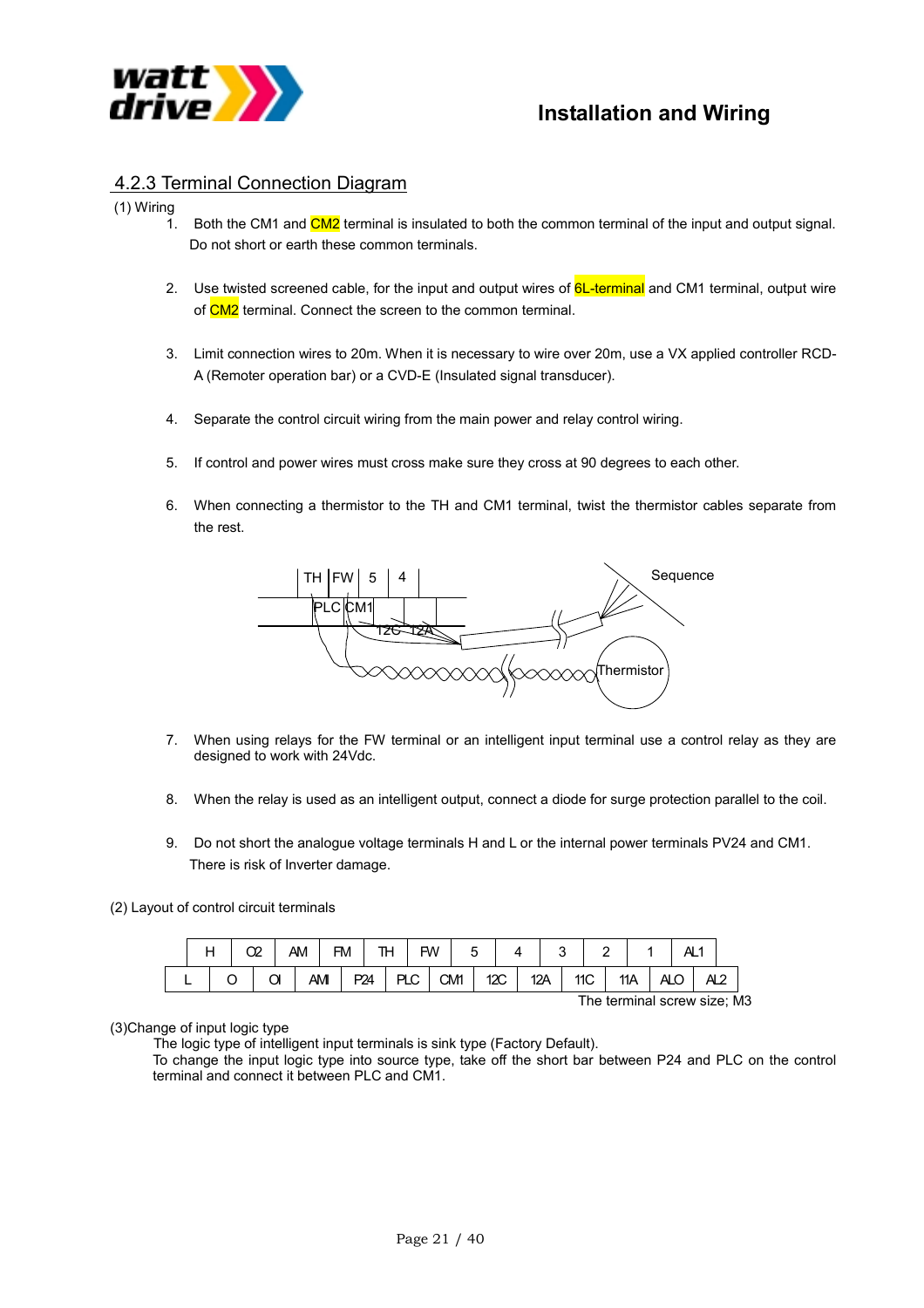## 4.2.3 Terminal Connection Diagram

(1) Wiring

1. Both the CM1 and CM2 terminal is insulated to both the common terminal of the input and output signal. Do not short or earth these common terminals.

2. Use twisted screened cable, for the input and output wires of 6L-terminal and CM1 terminal, output wire of CM2 terminal. Connect the screen to the common terminal.

3. Limit connection wires to 20m. When it is necessary to wire over 20m, use a VX applied controller RCD-A (Remoter operation bar) or a CVD-E (Insulated signal transducer).

4. Separate the control circuit wiring from the main power and relay control wiring.

5. If control and power wires must cross make sure they cross at 90 degrees to each other.

6. When connecting a thermistor to the TH and CM1 terminal, twist the thermistor cables separate from the rest.

TH | FW | 5 | 4 — PLC | CM1 — 12C | 12A — Sequence — Thermistor

7. When using relays for the FW terminal or an intelligent input terminal use a control relay as they are designed to work with 24Vdc.

8. When the relay is used as an intelligent output, connect a diode for surge protection parallel to the coil.

9. Do not short the analogue voltage terminals H and L or the internal power terminals PV24 and CM1. There is risk of Inverter damage.

(2) Layout of control circuit terminals

| H | O2 | AM | FM | TH | FW | 5 | 4 | 3 | 2 | 1 | AL1 |
|---|---|---|---|---|---|---|---|---|---|---|---|

| L | O | OI | AMI | P24 | PLC | CM1 | 12C | 12A | 11C | 11A | ALO | AL2 |
|---|---|---|---|---|---|---|---|---|---|---|---|---|

The terminal screw size; M3

(3)Change of input logic type

The logic type of intelligent input terminals is sink type (Factory Default).
To change the input logic type into source type, take off the short bar between P24 and PLC on the control terminal and connect it between PLC and CM1.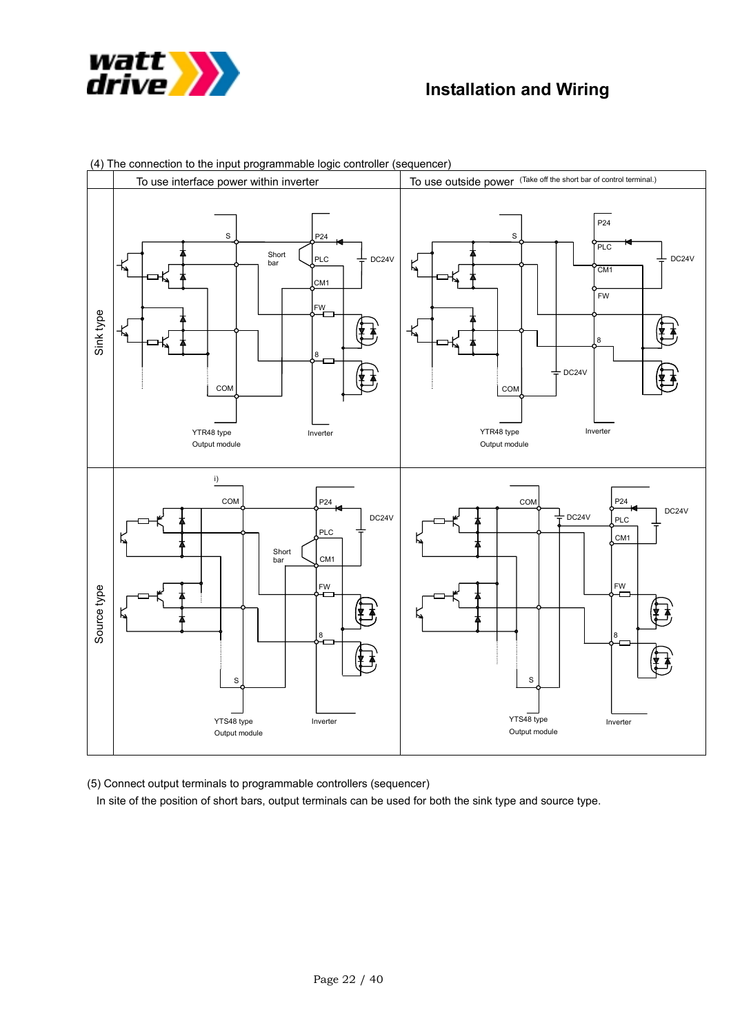## (4) The connection to the input programmable logic controller (sequencer)

| | To use interface power within inverter | To use outside power (Take off the short bar of control terminal.) |
|---|---|---|
| Sink type | S, P24, Short bar, PLC, DC24V, CM1, FW, 8, COM — YTR48 type Output module / Inverter | P24, S, PLC, DC24V, CM1, FW, 8, DC24V, COM — YTR48 type Output module / Inverter |
| Source type | i) COM, P24, DC24V, PLC, Short bar, CM1, FW, 8, S — YTS48 type Output module / Inverter | COM, P24, DC24V, DC24V, PLC, CM1, FW, 8, S — YTS48 type Output module / Inverter |

(5) Connect output terminals to programmable controllers (sequencer)

In site of the position of short bars, output terminals can be used for both the sink type and source type.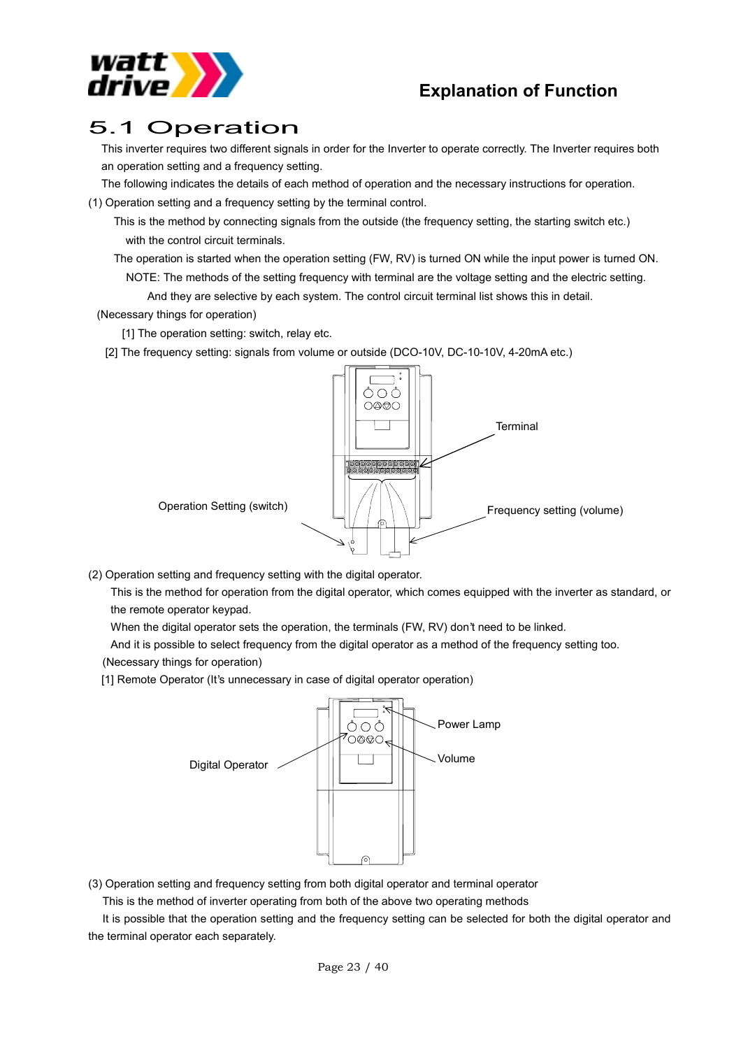# 5.1 Operation

This inverter requires two different signals in order for the Inverter to operate correctly. The Inverter requires both an operation setting and a frequency setting.

The following indicates the details of each method of operation and the necessary instructions for operation.

(1) Operation setting and a frequency setting by the terminal control.

This is the method by connecting signals from the outside (the frequency setting, the starting switch etc.) with the control circuit terminals.

The operation is started when the operation setting (FW, RV) is turned ON while the input power is turned ON.

NOTE: The methods of the setting frequency with terminal are the voltage setting and the electric setting. And they are selective by each system. The control circuit terminal list shows this in detail.

(Necessary things for operation)

[1] The operation setting: switch, relay etc.

[2] The frequency setting: signals from volume or outside (DCO-10V, DC-10-10V, 4-20mA etc.)

Terminal

Operation Setting (switch)

Frequency setting (volume)

(2) Operation setting and frequency setting with the digital operator.

This is the method for operation from the digital operator, which comes equipped with the inverter as standard, or the remote operator keypad.

When the digital operator sets the operation, the terminals (FW, RV) don't need to be linked.

And it is possible to select frequency from the digital operator as a method of the frequency setting too.

(Necessary things for operation)

[1] Remote Operator (It's unnecessary in case of digital operator operation)

Power Lamp

Digital Operator

Volume

(3) Operation setting and frequency setting from both digital operator and terminal operator

This is the method of inverter operating from both of the above two operating methods

It is possible that the operation setting and the frequency setting can be selected for both the digital operator and the terminal operator each separately.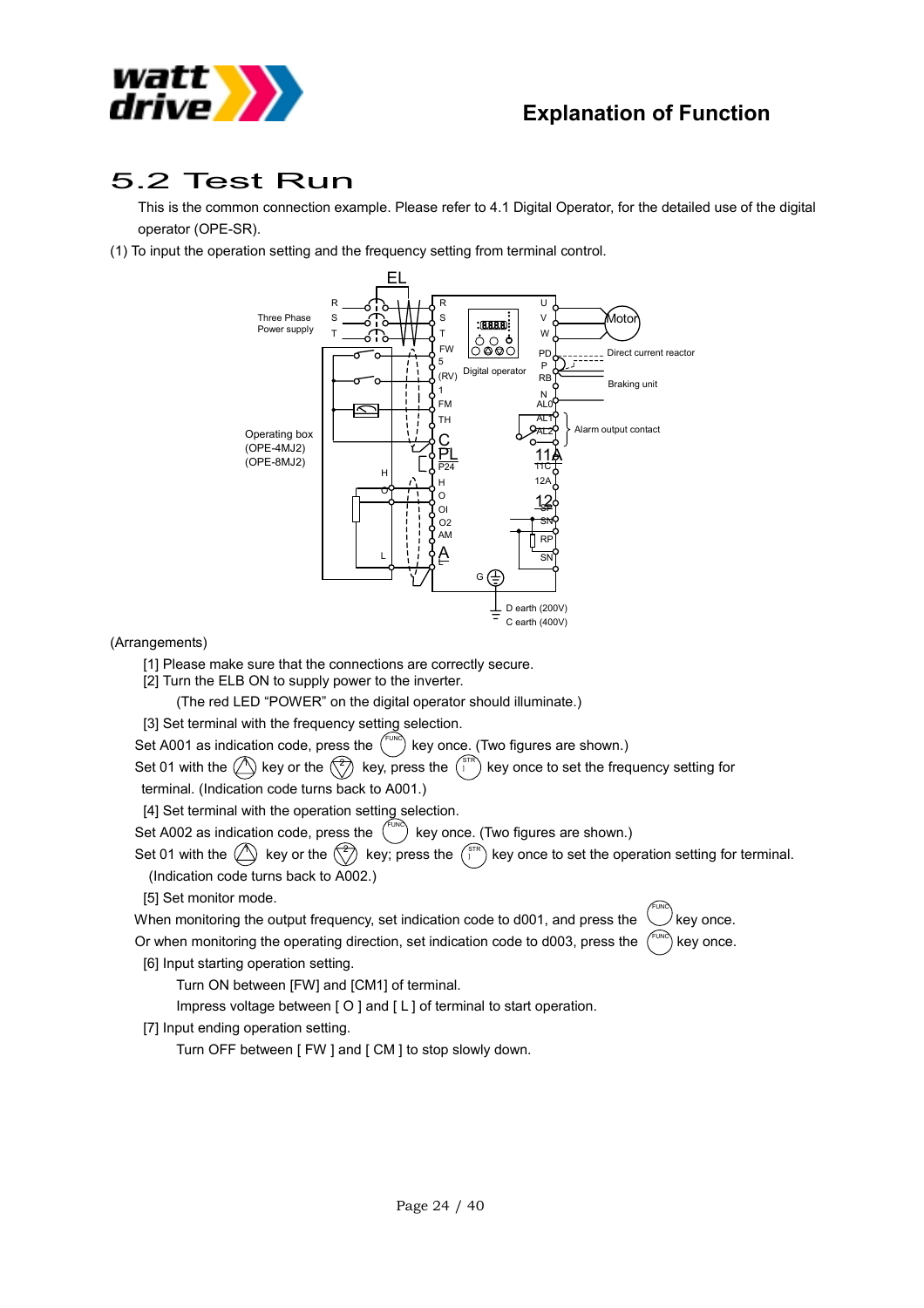## Explanation of Function

# 5.2 Test Run

This is the common connection example. Please refer to 4.1 Digital Operator, for the detailed use of the digital operator (OPE-SR).

(1) To input the operation setting and the frequency setting from terminal control.

(Arrangements)

[1] Please make sure that the connections are correctly secure.

[2] Turn the ELB ON to supply power to the inverter.

(The red LED "POWER" on the digital operator should illuminate.)

[3] Set terminal with the frequency setting selection.

Set A001 as indication code, press the FUNC key once. (Two figures are shown.)

Set 01 with the 1 key or the 2 key, press the STR key once to set the frequency setting for terminal. (Indication code turns back to A001.)

[4] Set terminal with the operation setting selection.

Set A002 as indication code, press the FUNC key once. (Two figures are shown.)

Set 01 with the 1 key or the 2 key; press the STR key once to set the operation setting for terminal. (Indication code turns back to A002.)

[5] Set monitor mode.

When monitoring the output frequency, set indication code to d001, and press the FUNC key once.

Or when monitoring the operating direction, set indication code to d003, press the FUNC key once.

[6] Input starting operation setting.

Turn ON between [FW] and [CM1] of terminal.

Impress voltage between [ O ] and [ L ] of terminal to start operation.

[7] Input ending operation setting.

Turn OFF between [ FW ] and [ CM ] to stop slowly down.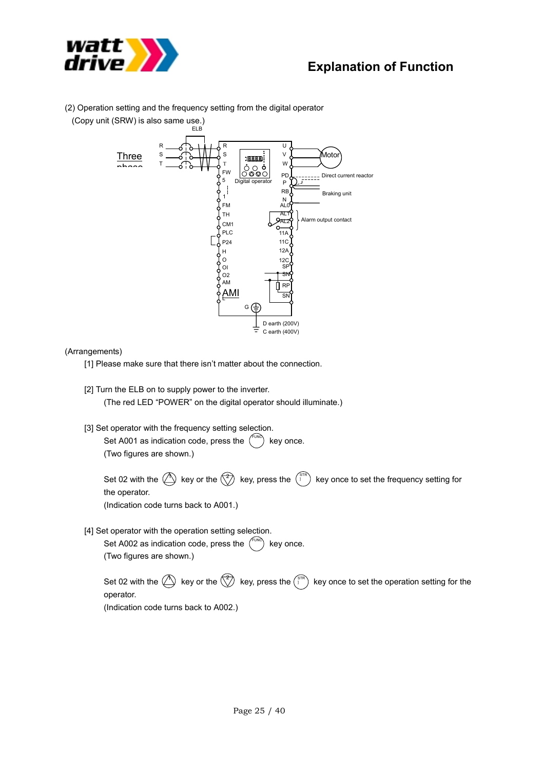# Explanation of Function

(2) Operation setting and the frequency setting from the digital operator
(Copy unit (SRW) is also same use.)

(Arrangements)

[1] Please make sure that there isn’t matter about the connection.

[2] Turn the ELB on to supply power to the inverter.
(The red LED “POWER” on the digital operator should illuminate.)

[3] Set operator with the frequency setting selection.
Set A001 as indication code, press the (FUNC) key once.
(Two figures are shown.)

Set 02 with the (1) key or the (2) key, press the (STR) key once to set the frequency setting for the operator.
(Indication code turns back to A001.)

[4] Set operator with the operation setting selection.
Set A002 as indication code, press the (FUNC) key once.
(Two figures are shown.)

Set 02 with the (1) key or the (2) key, press the (STR) key once to set the operation setting for the operator.
(Indication code turns back to A002.)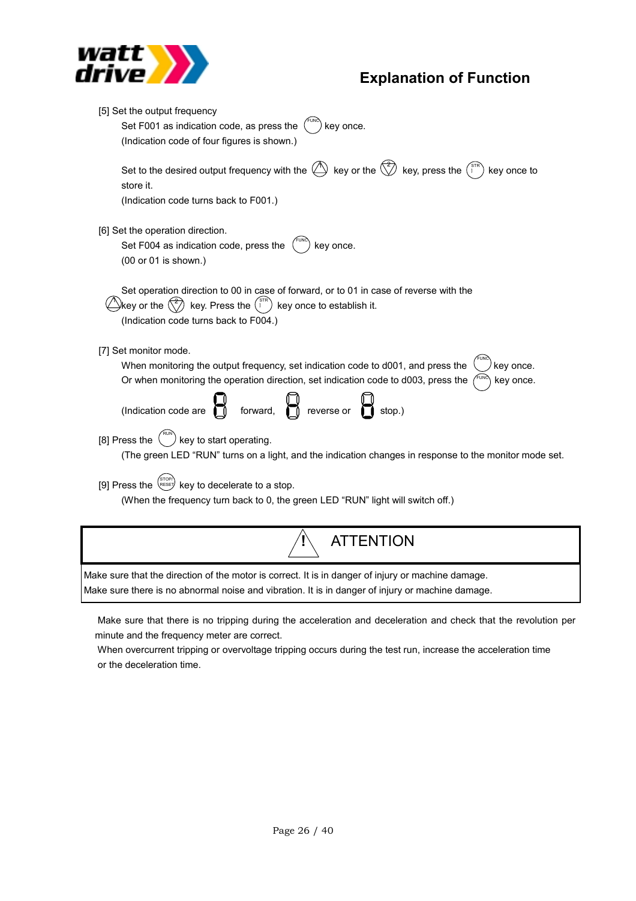# Explanation of Function

[5] Set the output frequency

Set F001 as indication code, as press the (FUNC) key once.
(Indication code of four figures is shown.)

Set to the desired output frequency with the (1) key or the (2) key, press the (STR) key once to store it.
(Indication code turns back to F001.)

[6] Set the operation direction.

Set F004 as indication code, press the (FUNC) key once.
(00 or 01 is shown.)

Set operation direction to 00 in case of forward, or to 01 in case of reverse with the (1) key or the (2) key. Press the (STR) key once to establish it.
(Indication code turns back to F004.)

[7] Set monitor mode.

When monitoring the output frequency, set indication code to d001, and press the (FUNC) key once.
Or when monitoring the operation direction, set indication code to d003, press the (FUNC) key once.

(Indication code are [8] forward, [8] reverse or [8] stop.)

[8] Press the (RUN) key to start operating.

(The green LED "RUN" turns on a light, and the indication changes in response to the monitor mode set.

[9] Press the (STOP/RESET) key to decelerate to a stop.

(When the frequency turn back to 0, the green LED "RUN" light will switch off.)

| ⚠ ATTENTION |
|---|
| Make sure that the direction of the motor is correct. It is in danger of injury or machine damage.<br>Make sure there is no abnormal noise and vibration. It is in danger of injury or machine damage. |

Make sure that there is no tripping during the acceleration and deceleration and check that the revolution per minute and the frequency meter are correct.
When overcurrent tripping or overvoltage tripping occurs during the test run, increase the acceleration time or the deceleration time.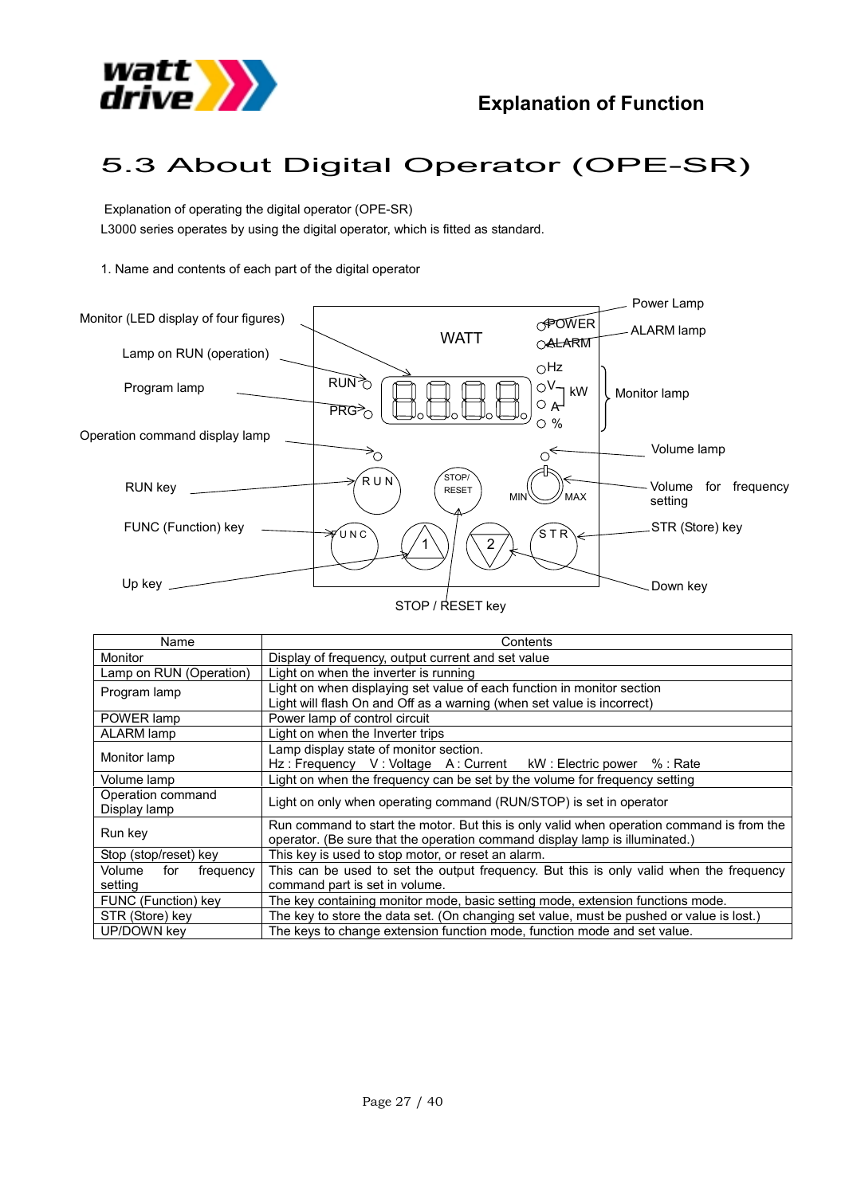# 5.3 About Digital Operator (OPE-SR)

Explanation of operating the digital operator (OPE-SR)

L3000 series operates by using the digital operator, which is fitted as standard.

1. Name and contents of each part of the digital operator

Monitor (LED display of four figures)

Lamp on RUN (operation)

Program lamp

Operation command display lamp

RUN key

FUNC (Function) key

Up key

STOP / RESET key

Down key

STR (Store) key

Volume for frequency setting

Volume lamp

Monitor lamp

ALARM lamp

Power Lamp

| Name | Contents |
|---|---|
| Monitor | Display of frequency, output current and set value |
| Lamp on RUN (Operation) | Light on when the inverter is running |
| Program lamp | Light on when displaying set value of each function in monitor section<br>Light will flash On and Off as a warning (when set value is incorrect) |
| POWER lamp | Power lamp of control circuit |
| ALARM lamp | Light on when the Inverter trips |
| Monitor lamp | Lamp display state of monitor section.<br>Hz : Frequency V : Voltage A : Current kW : Electric power % : Rate |
| Volume lamp | Light on when the frequency can be set by the volume for frequency setting |
| Operation command Display lamp | Light on only when operating command (RUN/STOP) is set in operator |
| Run key | Run command to start the motor. But this is only valid when operation command is from the operator. (Be sure that the operation command display lamp is illuminated.) |
| Stop (stop/reset) key | This key is used to stop motor, or reset an alarm. |
| Volume for frequency setting | This can be used to set the output frequency. But this is only valid when the frequency command part is set in volume. |
| FUNC (Function) key | The key containing monitor mode, basic setting mode, extension functions mode. |
| STR (Store) key | The key to store the data set. (On changing set value, must be pushed or value is lost.) |
| UP/DOWN key | The keys to change extension function mode, function mode and set value. |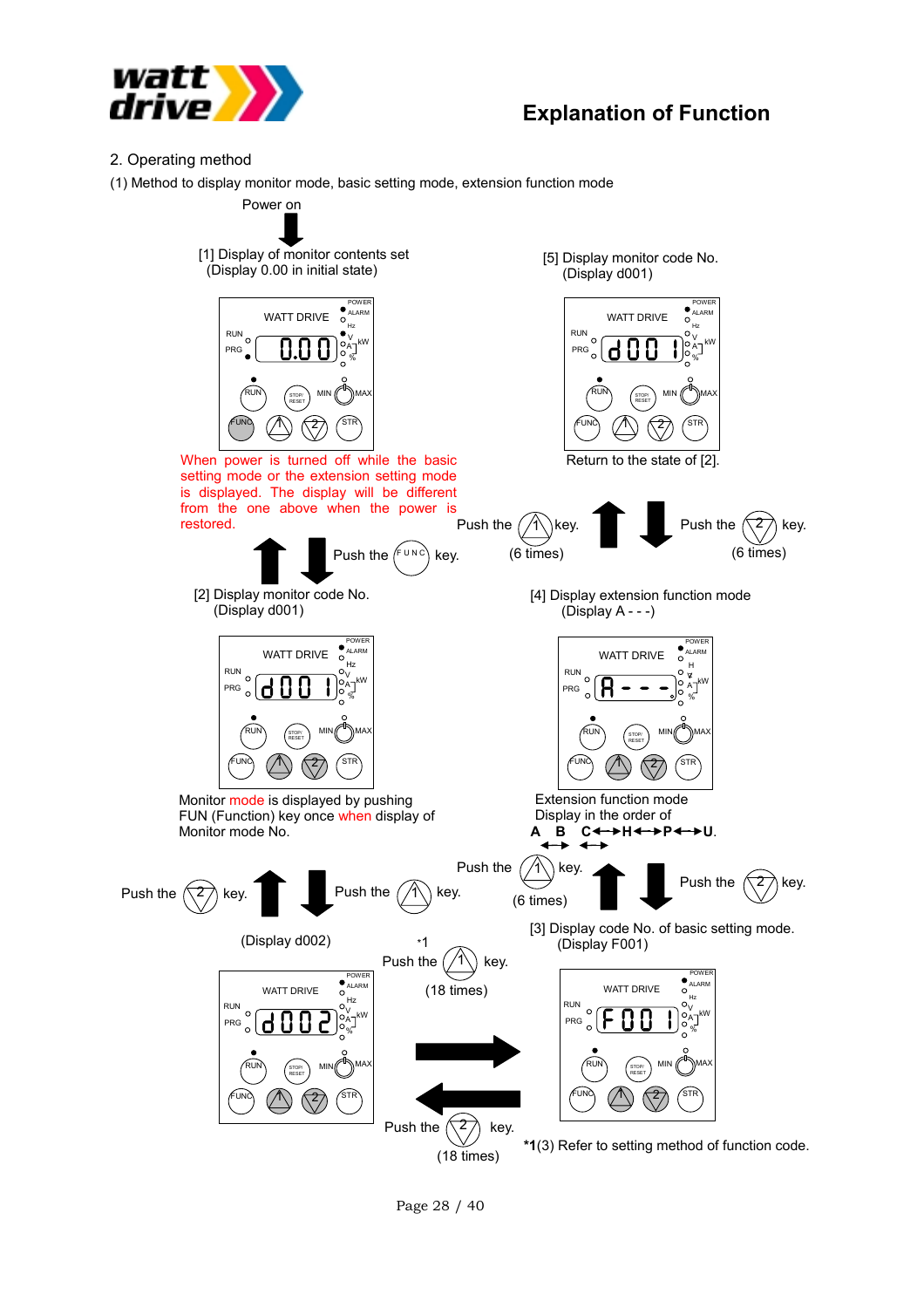## Explanation of Function

2. Operating method

(1) Method to display monitor mode, basic setting mode, extension function mode

Power on

[1] Display of monitor contents set
(Display 0.00 in initial state)

When power is turned off while the basic setting mode or the extension setting mode is displayed. The display will be different from the one above when the power is restored.

Push the FUNC key.

[2] Display monitor code No.
(Display d001)

Monitor mode is displayed by pushing FUN (Function) key once when display of Monitor mode No.

Push the 2 key. Push the 1 key.

(Display d002)

[5] Display monitor code No.
(Display d001)

Return to the state of [2].

Push the 1 key. (6 times)

Push the 2 key. (6 times)

[4] Display extension function mode
(Display A - - -)

Extension function mode
Display in the order of
A ↔ B ↔ C ↔ H ↔ P ↔ U.

Push the 1 key. (6 times)

Push the 2 key.

[3] Display code No. of basic setting mode.
(Display F001)

*1
Push the 1 key.
(18 times)

Push the 2 key.
(18 times)

*1(3) Refer to setting method of function code.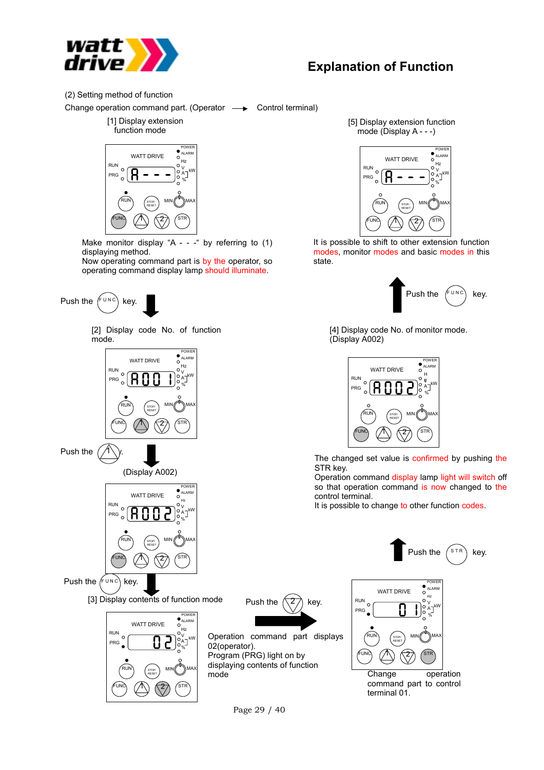## Explanation of Function

(2) Setting method of function

Change operation command part. (Operator → Control terminal)

[1] Display extension function mode

Make monitor display "A - - -" by referring to (1) displaying method.
Now operating command part is by the operator, so operating command display lamp should illuminate.

Push the FUNC key.

[2] Display code No. of function mode.

Push the ▲ key.

(Display A002)

Push the FUNC key.

[3] Display contents of function mode

Push the ▼ key.

Operation command part displays 02(operator).
Program (PRG) light on by displaying contents of function mode

Change operation command part to control terminal 01.

Push the STR key.

[4] Display code No. of monitor mode. (Display A002)

The changed set value is confirmed by pushing the STR key.
Operation command display lamp light will switch off so that operation command is now changed to the control terminal.
It is possible to change to other function codes.

Push the FUNC key.

[5] Display extension function mode (Display A - - -)

It is possible to shift to other extension function modes, monitor modes and basic modes in this state.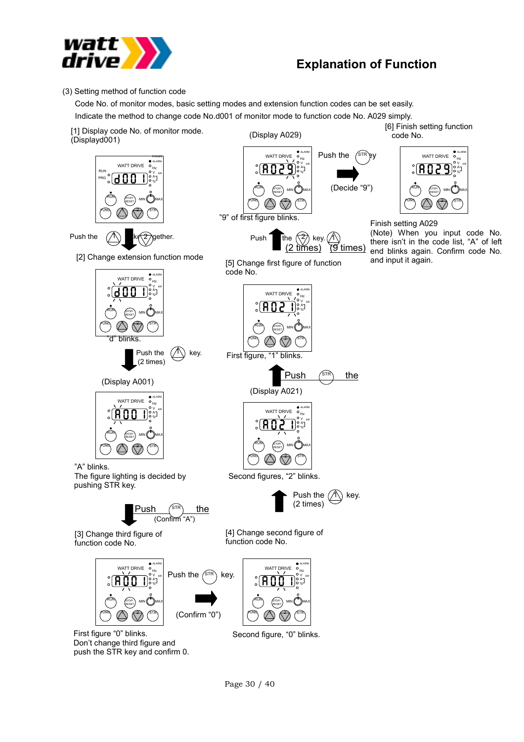## Explanation of Function

(3) Setting method of function code

Code No. of monitor modes, basic setting modes and extension function codes can be set easily.

Indicate the method to change code No.d001 of monitor mode to function code No. A029 simply.

[1] Display code No. of monitor mode. (Displayd001)

Push the (1) key (2) together.

[2] Change extension function mode

"d" blinks.

Push the (1) key. (2 times)

(Display A001)

"A" blinks.
The figure lighting is decided by pushing STR key.

Push the STR (Confirm "A")

[3] Change third figure of function code No.

Push the STR key.

(Confirm "0")

First figure "0" blinks.
Don't change third figure and push the STR key and confirm 0.

Second figure, "0" blinks.

[4] Change second figure of function code No.

Push the (1) key. (2 times)

Second figures, "2" blinks.

(Display A021)

Push the STR

First figure, "1" blinks.

[5] Change first figure of function code No.

Push the (2) key. (1) (2 times) (9 times)

(Display A029)

"9" of first figure blinks.

Push the STR key

(Decide "9")

[6] Finish setting function code No.

Finish setting A029

(Note) When you input code No. there isn't in the code list, "A" of left end blinks again. Confirm code No. and input it again.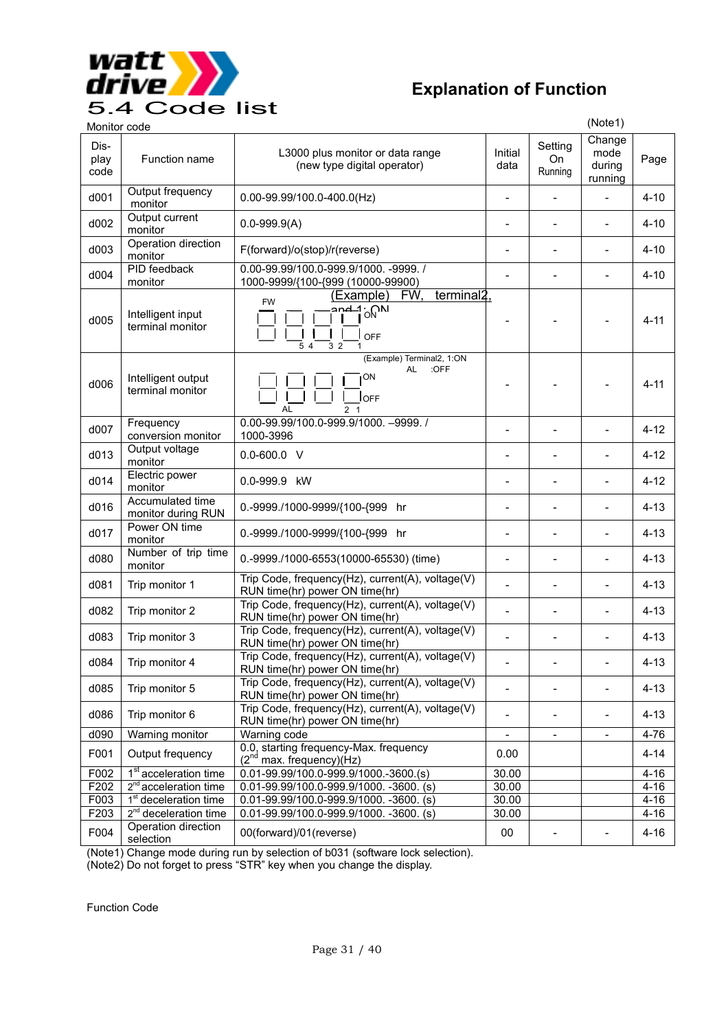## 5.4 Code list

# Explanation of Function

Monitor code

| Dis-play code | Function name | L3000 plus monitor or data range (new type digital operator) | Initial data | Setting On Running | Change mode during running (Note1) | Page |
|---|---|---|---|---|---|---|
| d001 | Output frequency monitor | 0.00-99.99/100.0-400.0(Hz) | - | - | - | 4-10 |
| d002 | Output current monitor | 0.0-999.9(A) | - | - | - | 4-10 |
| d003 | Operation direction monitor | F(forward)/o(stop)/r(reverse) | - | - | - | 4-10 |
| d004 | PID feedback monitor | 0.00-99.99/100.0-999.9/1000. -9999. / 1000-9999/{100-{999 (10000-99900) | - | - | - | 4-10 |
| d005 | Intelligent input terminal monitor | (Example) FW, terminal2, and 1: ON  FW ON OFF 5 4 3 2 1 | - | - | - | 4-11 |
| d006 | Intelligent output terminal monitor | (Example) Terminal2, 1:ON AL :OFF  ON OFF AL 2 1 | - | - | - | 4-11 |
| d007 | Frequency conversion monitor | 0.00-99.99/100.0-999.9/1000. –9999. / 1000-3996 | - | - | - | 4-12 |
| d013 | Output voltage monitor | 0.0-600.0 V | - | - | - | 4-12 |
| d014 | Electric power monitor | 0.0-999.9 kW | - | - | - | 4-12 |
| d016 | Accumulated time monitor during RUN | 0.-9999./1000-9999/{100-{999 hr | - | - | - | 4-13 |
| d017 | Power ON time monitor | 0.-9999./1000-9999/{100-{999 hr | - | - | - | 4-13 |
| d080 | Number of trip time monitor | 0.-9999./1000-6553(10000-65530) (time) | - | - | - | 4-13 |
| d081 | Trip monitor 1 | Trip Code, frequency(Hz), current(A), voltage(V) RUN time(hr) power ON time(hr) | - | - | - | 4-13 |
| d082 | Trip monitor 2 | Trip Code, frequency(Hz), current(A), voltage(V) RUN time(hr) power ON time(hr) | - | - | - | 4-13 |
| d083 | Trip monitor 3 | Trip Code, frequency(Hz), current(A), voltage(V) RUN time(hr) power ON time(hr) | - | - | - | 4-13 |
| d084 | Trip monitor 4 | Trip Code, frequency(Hz), current(A), voltage(V) RUN time(hr) power ON time(hr) | - | - | - | 4-13 |
| d085 | Trip monitor 5 | Trip Code, frequency(Hz), current(A), voltage(V) RUN time(hr) power ON time(hr) | - | - | - | 4-13 |
| d086 | Trip monitor 6 | Trip Code, frequency(Hz), current(A), voltage(V) RUN time(hr) power ON time(hr) | - | - | - | 4-13 |
| d090 | Warning monitor | Warning code | - | - | - | 4-76 |
| F001 | Output frequency | 0.0, starting frequency-Max. frequency (2nd max. frequency)(Hz) | 0.00 | | | 4-14 |
| F002 | 1st acceleration time | 0.01-99.99/100.0-999.9/1000.-3600.(s) | 30.00 | | | 4-16 |
| F202 | 2nd acceleration time | 0.01-99.99/100.0-999.9/1000. -3600. (s) | 30.00 | | | 4-16 |
| F003 | 1st deceleration time | 0.01-99.99/100.0-999.9/1000. -3600. (s) | 30.00 | | | 4-16 |
| F203 | 2nd deceleration time | 0.01-99.99/100.0-999.9/1000. -3600. (s) | 30.00 | | | 4-16 |
| F004 | Operation direction selection | 00(forward)/01(reverse) | 00 | - | - | 4-16 |

(Note1) Change mode during run by selection of b031 (software lock selection).
(Note2) Do not forget to press "STR" key when you change the display.

Function Code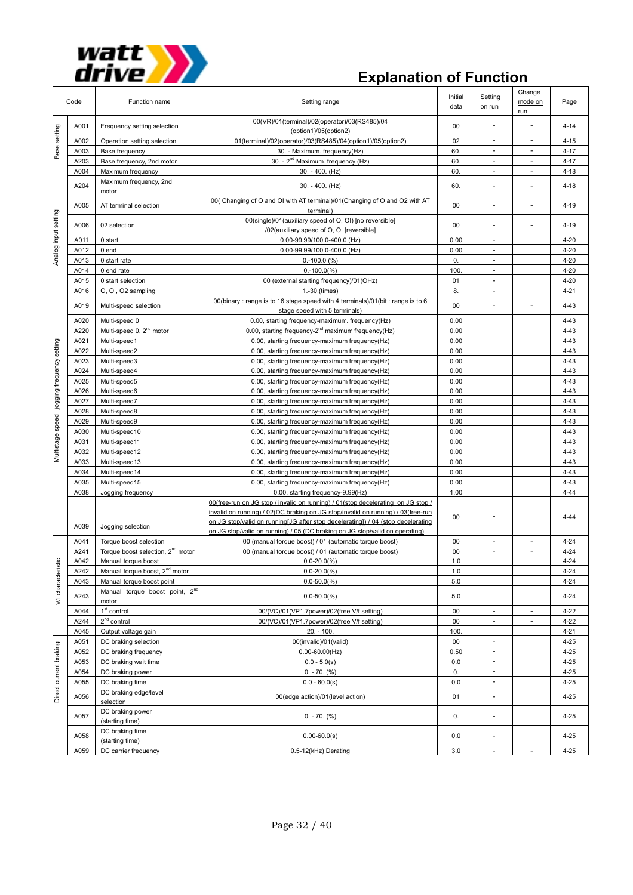# Explanation of Function

| Code | | Function name | Setting range | Initial data | Setting on run | Change mode on run | Page |
|---|---|---|---|---|---|---|---|
| Base setting | A001 | Frequency setting selection | 00(VR)/01(terminal)/02(operator)/03(RS485)/04 (option1)/05(option2) | 00 | - | - | 4-14 |
| | A002 | Operation setting selection | 01(terminal)/02(operator)/03(RS485)/04(option1)/05(option2) | 02 | - | - | 4-15 |
| | A003 | Base frequency | 30. - Maximum. frequency(Hz) | 60. | - | - | 4-17 |
| | A203 | Base frequency, 2nd motor | 30. - 2nd Maximum. frequency (Hz) | 60. | - | - | 4-17 |
| | A004 | Maximum frequency | 30. - 400. (Hz) | 60. | - | - | 4-18 |
| | A204 | Maximum frequency, 2nd motor | 30. - 400. (Hz) | 60. | - | - | 4-18 |
| Analog input setting | A005 | AT terminal selection | 00( Changing of O and OI with AT terminal)/01(Changing of O and O2 with AT terminal) | 00 | - | - | 4-19 |
| | A006 | 02 selection | 00(single)/01(auxiliary speed of O, OI) [no reversible] /02(auxiliary speed of O, OI [reversible] | 00 | - | - | 4-19 |
| | A011 | 0 start | 0.00-99.99/100.0-400.0 (Hz) | 0.00 | - | | 4-20 |
| | A012 | 0 end | 0.00-99.99/100.0-400.0 (Hz) | 0.00 | - | | 4-20 |
| | A013 | 0 start rate | 0.-100.0 (%) | 0. | - | | 4-20 |
| | A014 | 0 end rate | 0.-100.0(%) | 100. | - | | 4-20 |
| | A015 | 0 start selection | 00 (external starting frequency)/01(OHz) | 01 | - | | 4-20 |
| | A016 | O, OI, O2 sampling | 1.-30.(times) | 8. | - | | 4-21 |
| Multistage speed · jogging frequency setting | A019 | Multi-speed selection | 00(binary : range is to 16 stage speed with 4 terminals)/01(bit : range is to 6 stage speed with 5 terminals) | 00 | - | - | 4-43 |
| | A020 | Multi-speed 0 | 0.00, starting frequency-maximum. frequency(Hz) | 0.00 | | | 4-43 |
| | A220 | Multi-speed 0, 2nd motor | 0.00, starting frequency-2nd maximum frequency(Hz) | 0.00 | | | 4-43 |
| | A021 | Multi-speed1 | 0.00, starting frequency-maximum frequency(Hz) | 0.00 | | | 4-43 |
| | A022 | Multi-speed2 | 0.00, starting frequency-maximum frequency(Hz) | 0.00 | | | 4-43 |
| | A023 | Multi-speed3 | 0.00, starting frequency-maximum frequency(Hz) | 0.00 | | | 4-43 |
| | A024 | Multi-speed4 | 0.00, starting frequency-maximum frequency(Hz) | 0.00 | | | 4-43 |
| | A025 | Multi-speed5 | 0.00, starting frequency-maximum frequency(Hz) | 0.00 | | | 4-43 |
| | A026 | Multi-speed6 | 0.00, starting frequency-maximum frequency(Hz) | 0.00 | | | 4-43 |
| | A027 | Multi-speed7 | 0.00, starting frequency-maximum frequency(Hz) | 0.00 | | | 4-43 |
| | A028 | Multi-speed8 | 0.00, starting frequency-maximum frequency(Hz) | 0.00 | | | 4-43 |
| | A029 | Multi-speed9 | 0.00, starting frequency-maximum frequency(Hz) | 0.00 | | | 4-43 |
| | A030 | Multi-speed10 | 0.00, starting frequency-maximum frequency(Hz) | 0.00 | | | 4-43 |
| | A031 | Multi-speed11 | 0.00, starting frequency-maximum frequency(Hz) | 0.00 | | | 4-43 |
| | A032 | Multi-speed12 | 0.00, starting frequency-maximum frequency(Hz) | 0.00 | | | 4-43 |
| | A033 | Multi-speed13 | 0.00, starting frequency-maximum frequency(Hz) | 0.00 | | | 4-43 |
| | A034 | Multi-speed14 | 0.00, starting frequency-maximum frequency(Hz) | 0.00 | | | 4-43 |
| | A035 | Multi-speed15 | 0.00, starting frequency-maximum frequency(Hz) | 0.00 | | | 4-43 |
| | A038 | Jogging frequency | 0.00, starting frequency-9.99(Hz) | 1.00 | | | 4-44 |
| | A039 | Jogging selection | 00(free-run on JG stop / invalid on running) / 01(stop decelerating on JG stop / invalid on running) / 02(DC braking on JG stop/invalid on running) / 03(free-run on JG stop/valid on running[JG after stop decelerating]) / 04 (stop decelerating on JG stop/valid on running) / 05 (DC braking on JG stop/valid on operating) | 00 | - | | 4-44 |
| V/f characteristic | A041 | Torque boost selection | 00 (manual torque boost) / 01 (automatic torque boost) | 00 | - | - | 4-24 |
| | A241 | Torque boost selection, 2nd motor | 00 (manual torque boost) / 01 (automatic torque boost) | 00 | - | - | 4-24 |
| | A042 | Manual torque boost | 0.0-20.0(%) | 1.0 | | | 4-24 |
| | A242 | Manual torque boost, 2nd motor | 0.0-20.0(%) | 1.0 | | | 4-24 |
| | A043 | Manual torque boost point | 0.0-50.0(%) | 5.0 | | | 4-24 |
| | A243 | Manual torque boost point, 2nd motor | 0.0-50.0(%) | 5.0 | | | 4-24 |
| | A044 | 1st control | 00/(VC)/01(VP1.7power)/02(free V/f setting) | 00 | - | - | 4-22 |
| | A244 | 2nd control | 00/(VC)/01(VP1.7power)/02(free V/f setting) | 00 | - | - | 4-22 |
| | A045 | Output voltage gain | 20. - 100. | 100. | | | 4-21 |
| Direct current braking | A051 | DC braking selection | 00(invalid)/01(valid) | 00 | - | | 4-25 |
| | A052 | DC braking frequency | 0.00-60.00(Hz) | 0.50 | - | | 4-25 |
| | A053 | DC braking wait time | 0.0 - 5.0(s) | 0.0 | - | | 4-25 |
| | A054 | DC braking power | 0. - 70. (%) | 0. | - | | 4-25 |
| | A055 | DC braking time | 0.0 - 60.0(s) | 0.0 | - | | 4-25 |
| | A056 | DC braking edge/level selection | 00(edge action)/01(level action) | 01 | - | | 4-25 |
| | A057 | DC braking power (starting time) | 0. - 70. (%) | 0. | - | | 4-25 |
| | A058 | DC braking time (starting time) | 0.00-60.0(s) | 0.0 | - | | 4-25 |
| | A059 | DC carrier frequency | 0.5-12(kHz) Derating | 3.0 | - | - | 4-25 |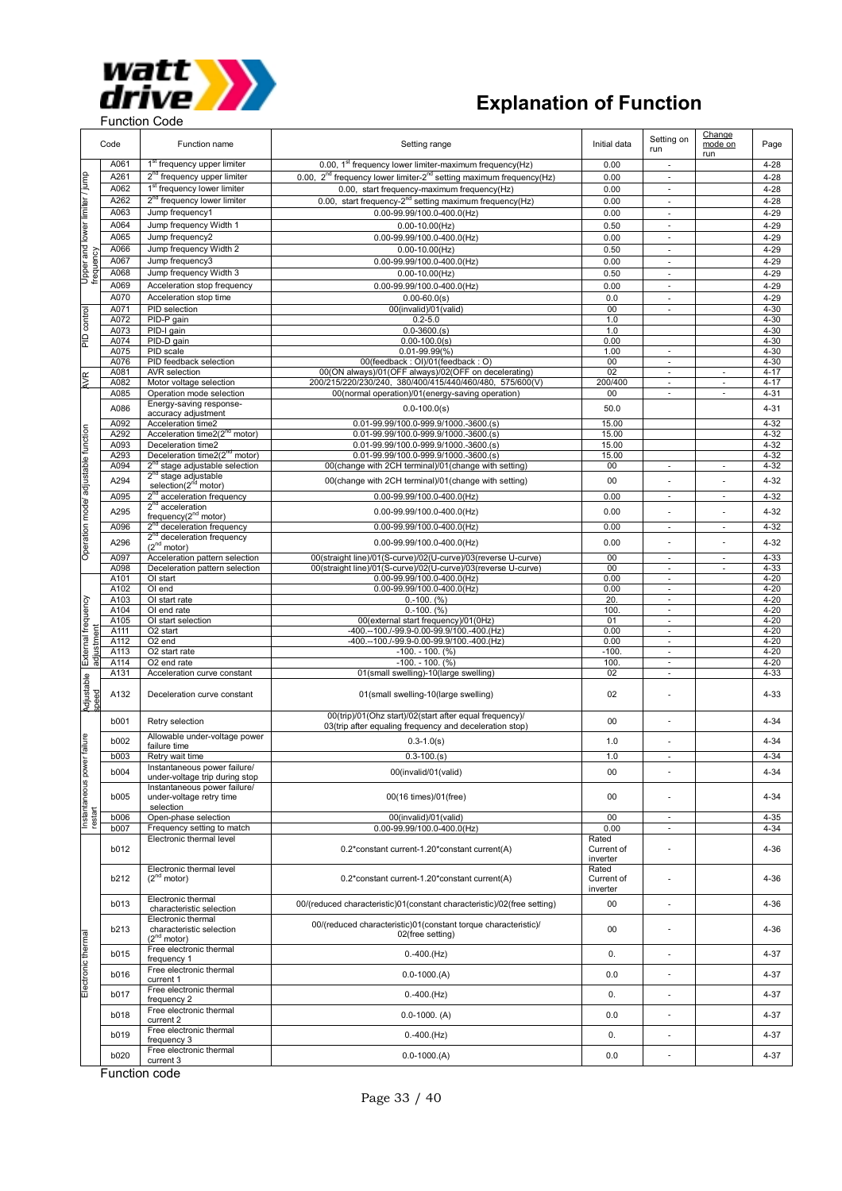# Explanation of Function

Function Code

| | Code | Function name | Setting range | Initial data | Setting on run | Change mode on run | Page |
|---|---|---|---|---|---|---|---|
| Upper and lower limiter / jump frequency | A061 | 1st frequency upper limiter | 0.00, 1st frequency lower limiter-maximum frequency(Hz) | 0.00 | - | | 4-28 |
| | A261 | 2nd frequency upper limiter | 0.00, 2nd frequency lower limiter-2nd setting maximum frequency(Hz) | 0.00 | - | | 4-28 |
| | A062 | 1st frequency lower limiter | 0.00, start frequency-maximum frequency(Hz) | 0.00 | - | | 4-28 |
| | A262 | 2nd frequency lower limiter | 0.00, start frequency-2nd setting maximum frequency(Hz) | 0.00 | - | | 4-28 |
| | A063 | Jump frequency1 | 0.00-99.99/100.0-400.0(Hz) | 0.00 | - | | 4-29 |
| | A064 | Jump frequency Width 1 | 0.00-10.00(Hz) | 0.50 | - | | 4-29 |
| | A065 | Jump frequency2 | 0.00-99.99/100.0-400.0(Hz) | 0.00 | - | | 4-29 |
| | A066 | Jump frequency Width 2 | 0.00-10.00(Hz) | 0.50 | - | | 4-29 |
| | A067 | Jump frequency3 | 0.00-99.99/100.0-400.0(Hz) | 0.00 | - | | 4-29 |
| | A068 | Jump frequency Width 3 | 0.00-10.00(Hz) | 0.50 | - | | 4-29 |
| | A069 | Acceleration stop frequency | 0.00-99.99/100.0-400.0(Hz) | 0.00 | - | | 4-29 |
| | A070 | Acceleration stop time | 0.00-60.0(s) | 0.0 | - | | 4-29 |
| PID control | A071 | PID selection | 00(invalid)/01(valid) | 00 | - | | 4-30 |
| | A072 | PID-P gain | 0.2-5.0 | 1.0 | | | 4-30 |
| | A073 | PID-I gain | 0.0-3600.(s) | 1.0 | | | 4-30 |
| | A074 | PID-D gain | 0.00-100.0(s) | 0.00 | | | 4-30 |
| | A075 | PID scale | 0.01-99.99(%) | 1.00 | - | | 4-30 |
| | A076 | PID feedback selection | 00(feedback : OI)/01(feedback : O) | 00 | - | | 4-30 |
| AVR | A081 | AVR selection | 00(ON always)/01(OFF always)/02(OFF on decelerating) | 02 | - | - | 4-17 |
| | A082 | Motor voltage selection | 200/215/220/230/240, 380/400/415/440/460/480, 575/600(V) | 200/400 | - | - | 4-17 |
| Operation mode adjustable function | A085 | Operation mode selection | 00(normal operation)/01(energy-saving operation) | 00 | - | - | 4-31 |
| | A086 | Energy-saving response-accuracy adjustment | 0.0-100.0(s) | 50.0 | | | 4-31 |
| | A092 | Acceleration time2 | 0.01-99.99/100.0-999.9/1000.-3600.(s) | 15.00 | | | 4-32 |
| | A292 | Acceleration time2(2nd motor) | 0.01-99.99/100.0-999.9/1000.-3600.(s) | 15.00 | | | 4-32 |
| | A093 | Deceleration time2 | 0.01-99.99/100.0-999.9/1000.-3600.(s) | 15.00 | | | 4-32 |
| | A293 | Deceleration time2(2nd motor) | 0.01-99.99/100.0-999.9/1000.-3600.(s) | 15.00 | | | 4-32 |
| | A094 | 2nd stage adjustable selection | 00(change with 2CH terminal)/01(change with setting) | 00 | - | - | 4-32 |
| | A294 | 2nd stage adjustable selection(2nd motor) | 00(change with 2CH terminal)/01(change with setting) | 00 | - | - | 4-32 |
| | A095 | 2nd acceleration frequency | 0.00-99.99/100.0-400.0(Hz) | 0.00 | - | - | 4-32 |
| | A295 | 2nd acceleration frequency(2nd motor) | 0.00-99.99/100.0-400.0(Hz) | 0.00 | - | - | 4-32 |
| | A096 | 2nd deceleration frequency | 0.00-99.99/100.0-400.0(Hz) | 0.00 | - | - | 4-32 |
| | A296 | 2nd deceleration frequency (2nd motor) | 0.00-99.99/100.0-400.0(Hz) | 0.00 | - | - | 4-32 |
| | A097 | Acceleration pattern selection | 00(straight line)/01(S-curve)/02(U-curve)/03(reverse U-curve) | 00 | - | - | 4-33 |
| | A098 | Deceleration pattern selection | 00(straight line)/01(S-curve)/02(U-curve)/03(reverse U-curve) | 00 | - | - | 4-33 |
| External frequency adjustment | A101 | OI start | 0.00-99.99/100.0-400.0(Hz) | 0.00 | - | | 4-20 |
| | A102 | OI end | 0.00-99.99/100.0-400.0(Hz) | 0.00 | - | | 4-20 |
| | A103 | OI start rate | 0.-100. (%) | 20. | - | | 4-20 |
| | A104 | OI end rate | 0.-100. (%) | 100. | - | | 4-20 |
| | A105 | OI start selection | 00(external start frequency)/01(0Hz) | 01 | - | | 4-20 |
| | A111 | O2 start | -400.--100./-99.9-0.00-99.9/100.-400.(Hz) | 0.00 | - | | 4-20 |
| | A112 | O2 end | -400.--100./-99.9-0.00-99.9/100.-400.(Hz) | 0.00 | - | | 4-20 |
| | A113 | O2 start rate | -100. - 100. (%) | -100. | - | | 4-20 |
| | A114 | O2 end rate | -100. - 100. (%) | 100. | - | | 4-20 |
| Adjustable speed | A131 | Acceleration curve constant | 01(small swelling)-10(large swelling) | 02 | - | | 4-33 |
| | A132 | Deceleration curve constant | 01(small swelling)-10(large swelling) | 02 | - | | 4-33 |
| Instantaneous power failure restart | b001 | Retry selection | 00(trip)/01(0hz start)/02(start after equal frequency)/ 03(trip after equaling frequency and deceleration stop) | 00 | - | | 4-34 |
| | b002 | Allowable under-voltage power failure time | 0.3-1.0(s) | 1.0 | - | | 4-34 |
| | b003 | Retry wait time | 0.3-100.(s) | 1.0 | - | | 4-34 |
| | b004 | Instantaneous power failure/ under-voltage trip during stop | 00(invalid/01(valid) | 00 | - | | 4-34 |
| | b005 | Instantaneous power failure/ under-voltage retry time selection | 00(16 times)/01(free) | 00 | - | | 4-34 |
| | b006 | Open-phase selection | 00(invalid)/01(valid) | 00 | - | | 4-35 |
| | b007 | Frequency setting to match | 0.00-99.99/100.0-400.0(Hz) | 0.00 | - | | 4-34 |
| Electronic thermal | b012 | Electronic thermal level | 0.2*constant current-1.20*constant current(A) | Rated Current of inverter | - | | 4-36 |
| | b212 | Electronic thermal level (2nd motor) | 0.2*constant current-1.20*constant current(A) | Rated Current of inverter | - | | 4-36 |
| | b013 | Electronic thermal characteristic selection | 00/(reduced characteristic)01(constant characteristic)/02(free setting) | 00 | - | | 4-36 |
| | b213 | Electronic thermal characteristic selection (2nd motor) | 00/(reduced characteristic)01(constant torque characteristic)/ 02(free setting) | 00 | - | | 4-36 |
| | b015 | Free electronic thermal frequency 1 | 0.-400.(Hz) | 0. | - | | 4-37 |
| | b016 | Free electronic thermal current 1 | 0.0-1000.(A) | 0.0 | - | | 4-37 |
| | b017 | Free electronic thermal frequency 2 | 0.-400.(Hz) | 0. | - | | 4-37 |
| | b018 | Free electronic thermal current 2 | 0.0-1000. (A) | 0.0 | - | | 4-37 |
| | b019 | Free electronic thermal frequency 3 | 0.-400.(Hz) | 0. | - | | 4-37 |
| | b020 | Free electronic thermal current 3 | 0.0-1000.(A) | 0.0 | - | | 4-37 |

Function code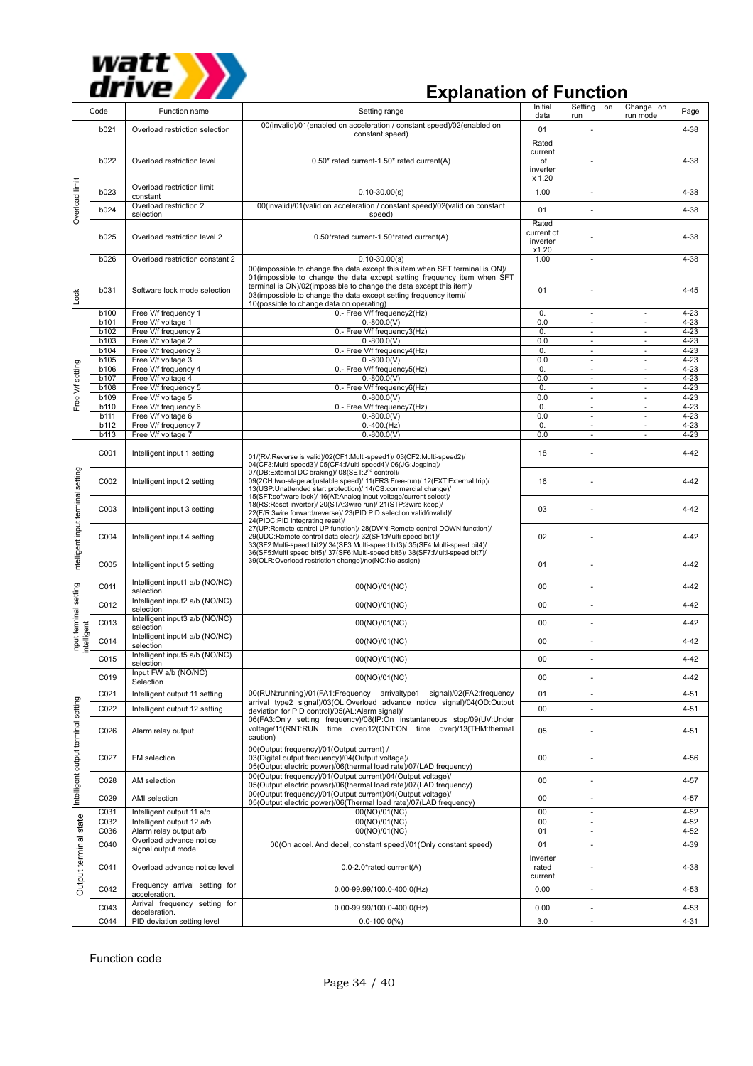# Explanation of Function

| | Code | Function name | Setting range | Initial data | Setting on run | Change on run mode | Page |
|---|---|---|---|---|---|---|---|
| Overload limit | b021 | Overload restriction selection | 00(invalid)/01(enabled on acceleration / constant speed)/02(enabled on constant speed) | 01 | - | | 4-38 |
| | b022 | Overload restriction level | 0.50* rated current-1.50* rated current(A) | Rated current of inverter x 1.20 | - | | 4-38 |
| | b023 | Overload restriction limit constant | 0.10-30.00(s) | 1.00 | - | | 4-38 |
| | b024 | Overload restriction 2 selection | 00(invalid)/01(valid on acceleration / constant speed)/02(valid on constant speed) | 01 | - | | 4-38 |
| | b025 | Overload restriction level 2 | 0.50*rated current-1.50*rated current(A) | Rated current of inverter x1.20 | - | | 4-38 |
| | b026 | Overload restriction constant 2 | 0.10-30.00(s) | 1.00 | - | | 4-38 |
| Lock | b031 | Software lock mode selection | 00(impossible to change the data except this item when SFT terminal is ON)/ 01(impossible to change the data except setting frequency item when SFT terminal is ON)/02(impossible to change the data except this item)/ 03(impossible to change the data except setting frequency item)/ 10(possible to change data on operating) | 01 | - | | 4-45 |
| Free V/f setting | b100 | Free V/f frequency 1 | 0.- Free V/f frequency2(Hz) | 0. | - | - | 4-23 |
| | b101 | Free V/f voltage 1 | 0.-800.0(V) | 0.0 | - | - | 4-23 |
| | b102 | Free V/f frequency 2 | 0.- Free V/f frequency3(Hz) | 0. | - | - | 4-23 |
| | b103 | Free V/f voltage 2 | 0.-800.0(V) | 0.0 | - | - | 4-23 |
| | b104 | Free V/f frequency 3 | 0.- Free V/f frequency4(Hz) | 0. | - | - | 4-23 |
| | b105 | Free V/f voltage 3 | 0.-800.0(V) | 0.0 | - | - | 4-23 |
| | b106 | Free V/f frequency 4 | 0.- Free V/f frequency5(Hz) | 0. | - | - | 4-23 |
| | b107 | Free V/f voltage 4 | 0.-800.0(V) | 0.0 | - | - | 4-23 |
| | b108 | Free V/f frequency 5 | 0.- Free V/f frequency6(Hz) | 0. | - | - | 4-23 |
| | b109 | Free V/f voltage 5 | 0.-800.0(V) | 0.0 | - | - | 4-23 |
| | b110 | Free V/f frequency 6 | 0.- Free V/f frequency7(Hz) | 0. | - | - | 4-23 |
| | b111 | Free V/f voltage 6 | 0.-800.0(V) | 0.0 | - | - | 4-23 |
| | b112 | Free V/f frequency 7 | 0.-400.(Hz) | 0. | - | - | 4-23 |
| | b113 | Free V/f voltage 7 | 0.-800.0(V) | 0.0 | - | - | 4-23 |
| Intelligent input terminal setting | C001 | Intelligent input 1 setting | 01/(RV:Reverse is valid)/02(CF1:Multi-speed1)/ 03(CF2:Multi-speed2)/ 04(CF3:Multi-speed3)/ 05(CF4:Multi-speed4)/ 06(JG:Jogging)/ 07(DB:External DC braking)/ 08(SET:2nd control)/ 09(2CH:two-stage adjustable speed)/ 11(FRS:Free-run)/ 12(EXT:External trip)/ 13(USP:Unattended start protection)/ 14(CS:commercial change)/ 15(SFT:software lock)/ 16(AT:Analog input voltage/current select)/ 18(RS:Reset inverter)/ 20(STA:3wire run)/ 21(STP:3wire keep)/ 22(F/R:3wire forward/reverse)/ 23(PID:PID selection valid/invalid)/ 24(PIDC:PID integrating reset)/ 27(UP:Remote control UP function)/ 28(DWN:Remote control DOWN function)/ 29(UDC:Remote control data clear)/ 32(SF1:Multi-speed bit1)/ 33(SF2:Multi-speed bit2)/ 34(SF3:Multi-speed bit3)/ 35(SF4:Multi-speed bit4)/ 36(SF5:Multi speed bit5)/ 37(SF6:Multi-speed bit6)/ 38(SF7:Multi-speed bit7)/ 39(OLR:Overload restriction change)/no(NO:No assign) | 18 | - | | 4-42 |
| | C002 | Intelligent input 2 setting | | 16 | - | | 4-42 |
| | C003 | Intelligent input 3 setting | | 03 | - | | 4-42 |
| | C004 | Intelligent input 4 setting | | 02 | - | | 4-42 |
| | C005 | Intelligent input 5 setting | | 01 | - | | 4-42 |
| Intelligent input terminal setting | C011 | Intelligent input1 a/b (NO/NC) selection | 00(NO)/01(NC) | 00 | - | | 4-42 |
| | C012 | Intelligent input2 a/b (NO/NC) selection | 00(NO)/01(NC) | 00 | - | | 4-42 |
| | C013 | Intelligent input3 a/b (NO/NC) selection | 00(NO)/01(NC) | 00 | - | | 4-42 |
| | C014 | Intelligent input4 a/b (NO/NC) selection | 00(NO)/01(NC) | 00 | - | | 4-42 |
| | C015 | Intelligent input5 a/b (NO/NC) selection | 00(NO)/01(NC) | 00 | - | | 4-42 |
| | C019 | Input FW a/b (NO/NC) Selection | 00(NO)/01(NC) | 00 | - | | 4-42 |
| Intelligent output terminal setting | C021 | Intelligent output 11 setting | 00(RUN:running)/01(FA1:Frequency arrivaltype1 signal)/02(FA2:frequency arrival type2 signal)/03(OL:Overload advance notice signal)/04(OD:Output deviation for PID control)/05(AL:Alarm signal)/ 06(FA3:Only setting frequency)/08(IP:On instantaneous stop/09(UV:Under voltage/11(RNT:RUN time over/12(ONT:ON time over)/13(THM:thermal caution) | 01 | - | | 4-51 |
| | C022 | Intelligent output 12 setting | | 00 | - | | 4-51 |
| | C026 | Alarm relay output | | 05 | - | | 4-51 |
| | C027 | FM selection | 00(Output frequency)/01(Output current) / 03(Digital output frequency)/04(Output voltage)/ 05(Output electric power)/06(thermal load rate)/07(LAD frequency) | 00 | - | | 4-56 |
| | C028 | AM selection | 00(Output frequency)/01(Output current)/04(Output voltage)/ 05(Output electric power)/06(thermal load rate)/07(LAD frequency) | 00 | - | | 4-57 |
| | C029 | AMI selection | 00(Output frequency)/01(Output current)/04(Output voltage)/ 05(Output electric power)/06(Thermal load rate)/07(LAD frequency) | 00 | - | | 4-57 |
| Output terminal state | C031 | Intelligent output 11 a/b | 00(NO)/01(NC) | 00 | - | | 4-52 |
| | C032 | Intelligent output 12 a/b | 00(NO)/01(NC) | 00 | - | | 4-52 |
| | C036 | Alarm relay output a/b | 00(NO)/01(NC) | 01 | - | | 4-52 |
| | C040 | Overload advance notice signal output mode | 00(On accel. And decel, constant speed)/01(Only constant speed) | 01 | - | | 4-39 |
| | C041 | Overload advance notice level | 0.0-2.0*rated current(A) | Inverter rated current | - | | 4-38 |
| | C042 | Frequency arrival setting for acceleration. | 0.00-99.99/100.0-400.0(Hz) | 0.00 | - | | 4-53 |
| | C043 | Arrival frequency setting for deceleration. | 0.00-99.99/100.0-400.0(Hz) | 0.00 | - | | 4-53 |
| | C044 | PID deviation setting level | 0.0-100.0(%) | 3.0 | - | | 4-31 |

Function code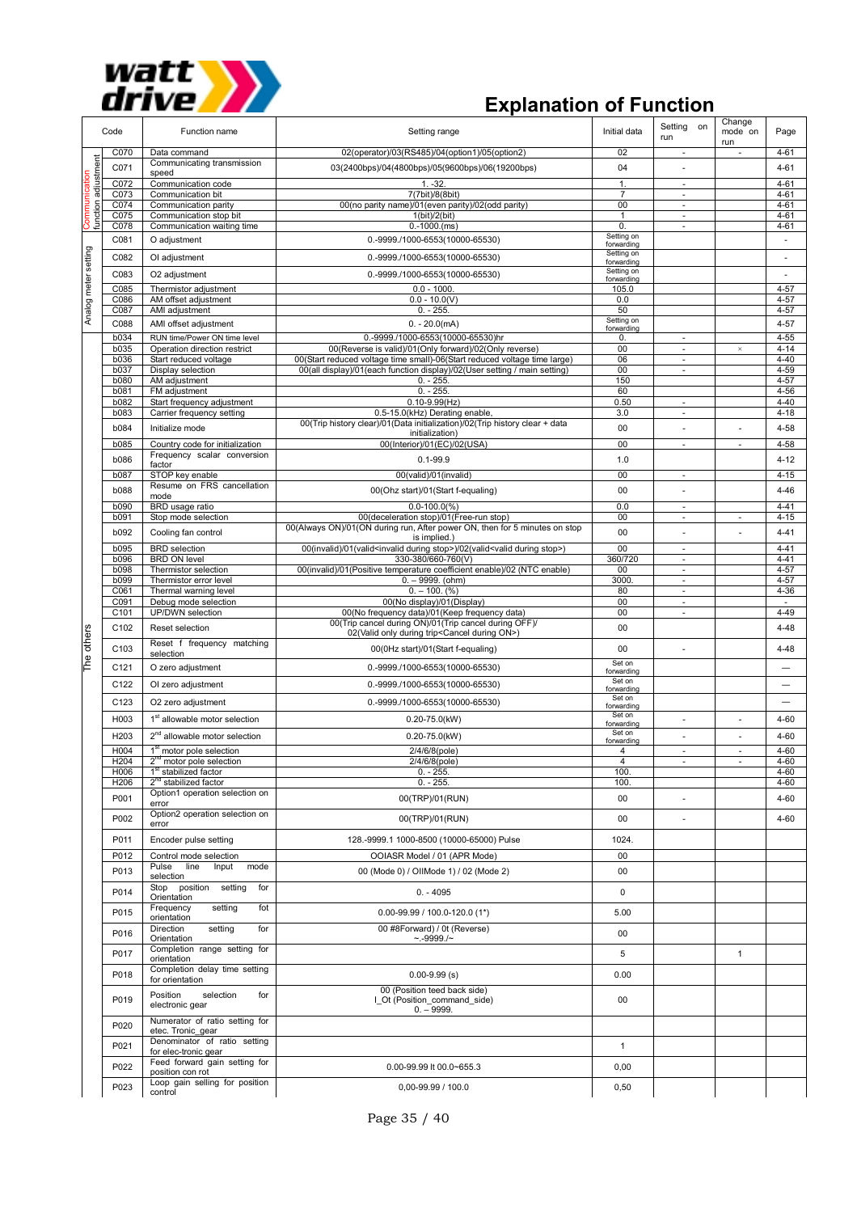# Explanation of Function

| | Code | Function name | Setting range | Initial data | Setting on run | Change mode on run | Page |
|---|---|---|---|---|---|---|---|
| Communication function adjustment | C070 | Data command | 02(operator)/03(RS485)/04(option1)/05(option2) | 02 | - | - | 4-61 |
| | C071 | Communicating transmission speed | 03(2400bps)/04(4800bps)/05(9600bps)/06(19200bps) | 04 | - | | 4-61 |
| | C072 | Communication code | 1. -32. | 1. | - | | 4-61 |
| | C073 | Communication bit | 7(7bit)/8(8bit) | 7 | - | | 4-61 |
| | C074 | Communication parity | 00(no parity name)/01(even parity)/02(odd parity) | 00 | - | | 4-61 |
| | C075 | Communication stop bit | 1(bit)/2(bit) | 1 | - | | 4-61 |
| | C078 | Communication waiting time | 0.-1000.(ms) | 0. | - | | 4-61 |
| Analog meter setting | C081 | O adjustment | 0.-9999./1000-6553(10000-65530) | Setting on forwarding | | | - |
| | C082 | OI adjustment | 0.-9999./1000-6553(10000-65530) | Setting on forwarding | | | - |
| | C083 | O2 adjustment | 0.-9999./1000-6553(10000-65530) | Setting on forwarding | | | - |
| | C085 | Thermistor adjustment | 0.0 - 1000. | 105.0 | | | 4-57 |
| | C086 | AM offset adjustment | 0.0 - 10.0(V) | 0.0 | | | 4-57 |
| | C087 | AMI adjustment | 0. - 255. | 50 | | | 4-57 |
| | C088 | AMI offset adjustment | 0. - 20.0(mA) | Setting on forwarding | | | 4-57 |
| The others | b034 | RUN time/Power ON time level | 0.-9999./1000-6553(10000-65530)hr | 0. | - | | 4-55 |
| | b035 | Operation direction restrict | 00(Reverse is valid)/01(Only forward)/02(Only reverse) | 00 | - | × | 4-14 |
| | b036 | Start reduced voltage | 00(Start reduced voltage time small)-06(Start reduced voltage time large) | 06 | - | | 4-40 |
| | b037 | Display selection | 00(all display)/01(each function display)/02(User setting / main setting) | 00 | - | | 4-59 |
| | b080 | AM adjustment | 0. - 255. | 150 | | | 4-57 |
| | b081 | FM adjustment | 0. - 255. | 60 | | | 4-56 |
| | b082 | Start frequency adjustment | 0.10-9.99(Hz) | 0.50 | - | | 4-40 |
| | b083 | Carrier frequency setting | 0.5-15.0(kHz) Derating enable, | 3.0 | - | | 4-18 |
| | b084 | Initialize mode | 00(Trip history clear)/01(Data initialization)/02(Trip history clear + data initialization) | 00 | - | - | 4-58 |
| | b085 | Country code for initialization | 00(Interior)/01(EC)/02(USA) | 00 | - | - | 4-58 |
| | b086 | Frequency scalar conversion factor | 0.1-99.9 | 1.0 | | | 4-12 |
| | b087 | STOP key enable | 00(valid)/01(invalid) | 00 | - | | 4-15 |
| | b088 | Resume on FRS cancellation mode | 00(Ohz start)/01(Start f-equaling) | 00 | - | | 4-46 |
| | b090 | BRD usage ratio | 0.0-100.0(%) | 0.0 | - | | 4-41 |
| | b091 | Stop mode selection | 00(deceleration stop)/01(Free-run stop) | 00 | - | - | 4-15 |
| | b092 | Cooling fan control | 00(Always ON)/01(ON during run, After power ON, then for 5 minutes on stop is implied.) | 00 | - | - | 4-41 |
| | b095 | BRD selection | 00(invalid)/01(valid<invalid during stop>)/02(valid<valid during stop>) | 00 | - | | 4-41 |
| | b096 | BRD ON level | 330-380/660-760(V) | 360/720 | - | | 4-41 |
| | b098 | Thermistor selection | 00(invalid)/01(Positive temperature coefficient enable)/02 (NTC enable) | 00 | - | | 4-57 |
| | b099 | Thermistor error level | 0. – 9999. (ohm) | 3000. | - | | 4-57 |
| | C061 | Thermal warning level | 0. – 100. (%) | 80 | - | | 4-36 |
| | C091 | Debug mode selection | 00(No display)/01(Display) | 00 | - | | - |
| | C101 | UP/DWN selection | 00(No frequency data)/01(Keep frequency data) | 00 | - | | 4-49 |
| | C102 | Reset selection | 00(Trip cancel during ON)/01(Trip cancel during OFF)/ 02(Valid only during trip<Cancel during ON>) | 00 | | | 4-48 |
| | C103 | Reset f frequency matching selection | 00(0Hz start)/01(Start f-equaling) | 00 | - | | 4-48 |
| | C121 | O zero adjustment | 0.-9999./1000-6553(10000-65530) | Set on forwarding | | | — |
| | C122 | OI zero adjustment | 0.-9999./1000-6553(10000-65530) | Set on forwarding | | | — |
| | C123 | O2 zero adjustment | 0.-9999./1000-6553(10000-65530) | Set on forwarding | | | — |
| | H003 | 1st allowable motor selection | 0.20-75.0(kW) | Set on forwarding | - | - | 4-60 |
| | H203 | 2nd allowable motor selection | 0.20-75.0(kW) | Set on forwarding | - | - | 4-60 |
| | H004 | 1st motor pole selection | 2/4/6/8(pole) | 4 | - | - | 4-60 |
| | H204 | 2nd motor pole selection | 2/4/6/8(pole) | 4 | - | - | 4-60 |
| | H006 | 1st stabilized factor | 0. - 255. | 100. | | | 4-60 |
| | H206 | 2nd stabilized factor | 0. - 255. | 100. | | | 4-60 |
| | P001 | Option1 operation selection on error | 00(TRP)/01(RUN) | 00 | - | | 4-60 |
| | P002 | Option2 operation selection on error | 00(TRP)/01(RUN) | 00 | - | | 4-60 |
| | P011 | Encoder pulse setting | 128.-9999.1 1000-8500 (10000-65000) Pulse | 1024. | | | |
| | P012 | Control mode selection | OOIASR Model / 01 (APR Mode) | 00 | | | |
| | P013 | Pulse line Input mode selection | 00 (Mode 0) / OIIMode 1) / 02 (Mode 2) | 00 | | | |
| | P014 | Stop position setting for Orientation | 0. - 4095 | 0 | | | |
| | P015 | Frequency setting fot orientation | 0.00-99.99 / 100.0-120.0 (1*) | 5.00 | | | |
| | P016 | Direction setting for Orientation | 00 #8Forward) / 0t (Reverse) ~.-9999./~ | 00 | | | |
| | P017 | Completion range setting for orientation | | 5 | | 1 | |
| | P018 | Completion delay time setting for orientation | 0.00-9.99 (s) | 0.00 | | | |
| | P019 | Position selection for electronic gear | 00 (Position teed back side) I_Ot (Position_command_side) 0. – 9999. | 00 | | | |
| | P020 | Numerator of ratio setting for etec. Tronic_gear | | | | | |
| | P021 | Denominator of ratio setting for elec-tronic gear | | 1 | | | |
| | P022 | Feed forward gain setting for position con rot | 0.00-99.99 lt 00.0~655.3 | 0,00 | | | |
| | P023 | Loop gain selling for position control | 0,00-99.99 / 100.0 | 0,50 | | | |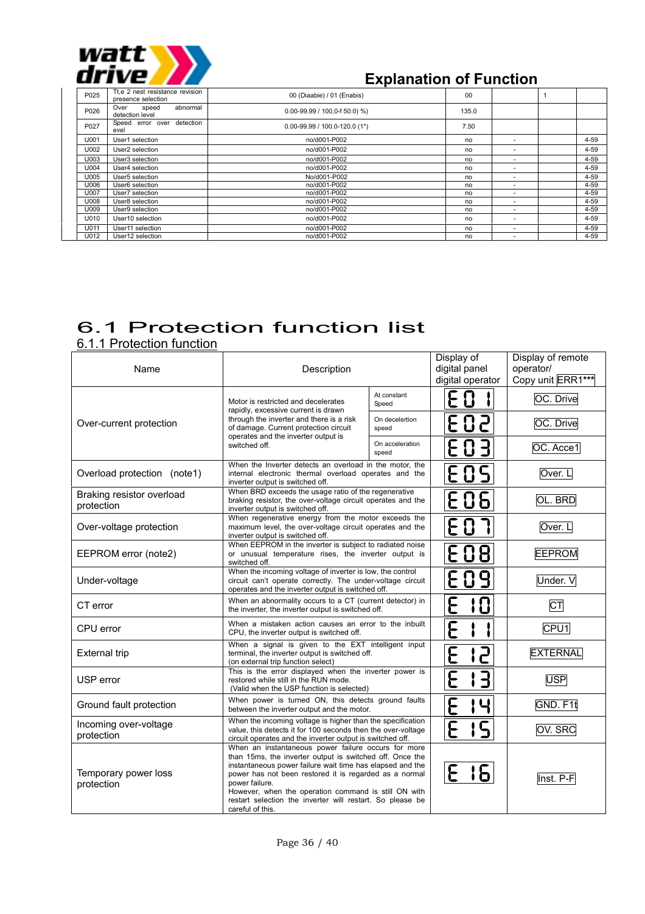# Explanation of Function

| P025 | Tt,e 2 nest resistance revision presence selection | 00 (Diaabie) / 01 (Enabis) | 00 | | 1 | |
|---|---|---|---|---|---|---|
| P026 | Over speed abnormal detection level | 0.00-99.99 / 100,0-f 50.0) %) | 135.0 | | | |
| P027 | Speed error over detection evel | 0.00-99.99 / 100.0-120.0 (1*) | 7.50 | | | |
| U001 | User1 selection | no/d001-P002 | no | - | | 4-59 |
| U002 | User2 selection | no/d001-P002 | no | - | | 4-59 |
| U003 | User3 selection | no/d001-P002 | no | - | | 4-59 |
| U004 | User4 selection | no/d001-P002 | no | - | | 4-59 |
| U005 | User5 selection | No/d001-P002 | no | - | | 4-59 |
| U006 | User6 selection | no/d001-P002 | no | - | | 4-59 |
| U007 | User7 selection | no/d001-P002 | no | - | | 4-59 |
| U008 | User8 selection | no/d001-P002 | no | - | | 4-59 |
| U009 | User9 selection | no/d001-P002 | no | - | | 4-59 |
| U010 | User10 selection | no/d001-P002 | no | - | | 4-59 |
| U011 | User11 selection | no/d001-P002 | no | - | | 4-59 |
| U012 | User12 selection | no/d001-P002 | no | - | | 4-59 |

# 6.1 Protection function list

## 6.1.1 Protection function

| Name | Description | | Display of digital panel digital operator | Display of remote operator/ Copy unit ERR1*** |
|---|---|---|---|---|
| Over-current protection | Motor is restricted and decelerates rapidly, excessive current is drawn through the inverter and there is a risk of damage. Current protection circuit operates and the inverter output is switched off. | At constant Speed | E01 | OC. Drive |
| | | On decelertion speed | E02 | OC. Drive |
| | | On acceleration speed | E03 | OC. Acce1 |
| Overload protection (note1) | When the Inverter detects an overload in the motor, the internal electronic thermal overload operates and the inverter output is switched off. | | E05 | Over. L |
| Braking resistor overload protection | When BRD exceeds the usage ratio of the regenerative braking resistor, the over-voltage circuit operates and the inverter output is switched off. | | E06 | OL. BRD |
| Over-voltage protection | When regenerative energy from the motor exceeds the maximum level, the over-voltage circuit operates and the inverter output is switched off. | | E07 | Over. L |
| EEPROM error (note2) | When EEPROM in the inverter is subject to radiated noise or unusual temperature rises, the inverter output is switched off. | | E08 | EEPROM |
| Under-voltage | When the incoming voltage of inverter is low, the control circuit can't operate correctly. The under-voltage circuit operates and the inverter output is switched off. | | E09 | Under. V |
| CT error | When an abnormality occurs to a CT (current detector) in the inverter, the inverter output is switched off. | | E10 | CT |
| CPU error | When a mistaken action causes an error to the inbuilt CPU, the inverter output is switched off. | | E11 | CPU1 |
| External trip | When a signal is given to the EXT intelligent input terminal, the inverter output is switched off. (on external trip function select) | | E12 | EXTERNAL |
| USP error | This is the error displayed when the inverter power is restored while still in the RUN mode. (Valid when the USP function is selected) | | E13 | USP |
| Ground fault protection | When power is turned ON, this detects ground faults between the inverter output and the motor. | | E14 | GND. F1t |
| Incoming over-voltage protection | When the incoming voltage is higher than the specification value, this detects it for 100 seconds then the over-voltage circuit operates and the inverter output is switched off. | | E15 | OV. SRC |
| Temporary power loss protection | When an instantaneous power failure occurs for more than 15ms, the inverter output is switched off. Once the instantaneous power failure wait time has elapsed and the power has not been restored it is regarded as a normal power failure. However, when the operation command is still ON with restart selection the inverter will restart. So please be careful of this. | | E16 | Inst. P-F |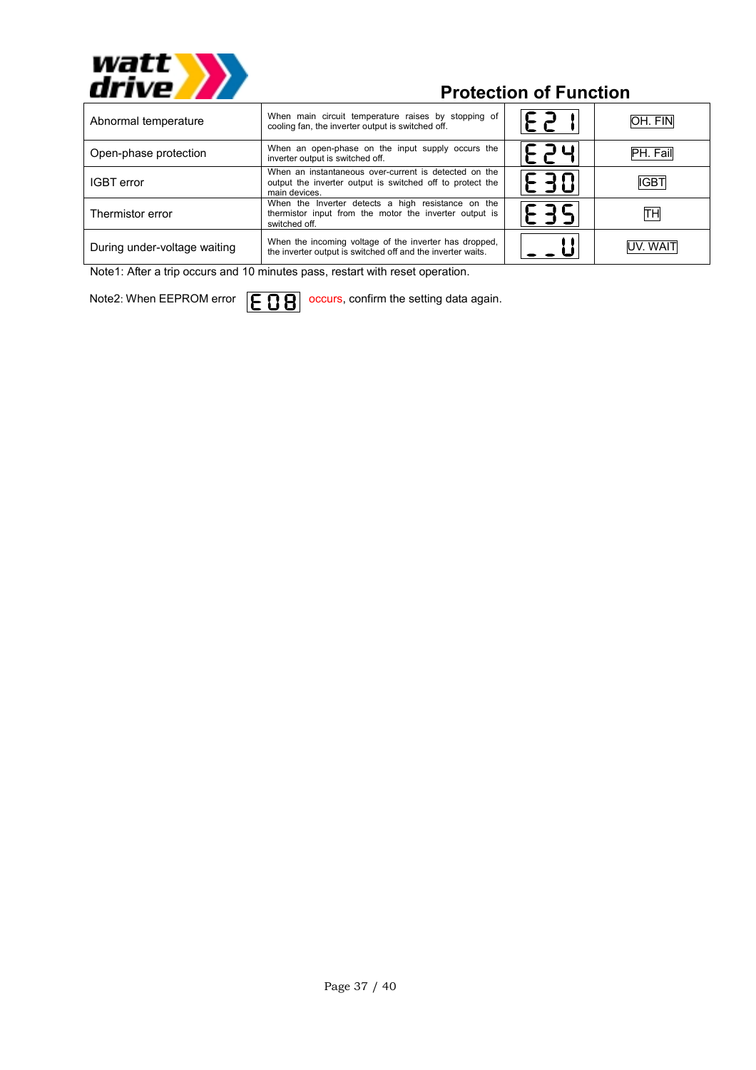## Protection of Function

| | | | |
|---|---|---|---|
| Abnormal temperature | When main circuit temperature raises by stopping of cooling fan, the inverter output is switched off. | E21 | OH. FIN |
| Open-phase protection | When an open-phase on the input supply occurs the inverter output is switched off. | E24 | PH. Fail |
| IGBT error | When an instantaneous over-current is detected on the output the inverter output is switched off to protect the main devices. | E30 | IGBT |
| Thermistor error | When the Inverter detects a high resistance on the thermistor input from the motor the inverter output is switched off. | E35 | TH |
| During under-voltage waiting | When the incoming voltage of the inverter has dropped, the inverter output is switched off and the inverter waits. | _ _ U | UV. WAIT |

Note1: After a trip occurs and 10 minutes pass, restart with reset operation.

Note2: When EEPROM error E08 occurs, confirm the setting data again.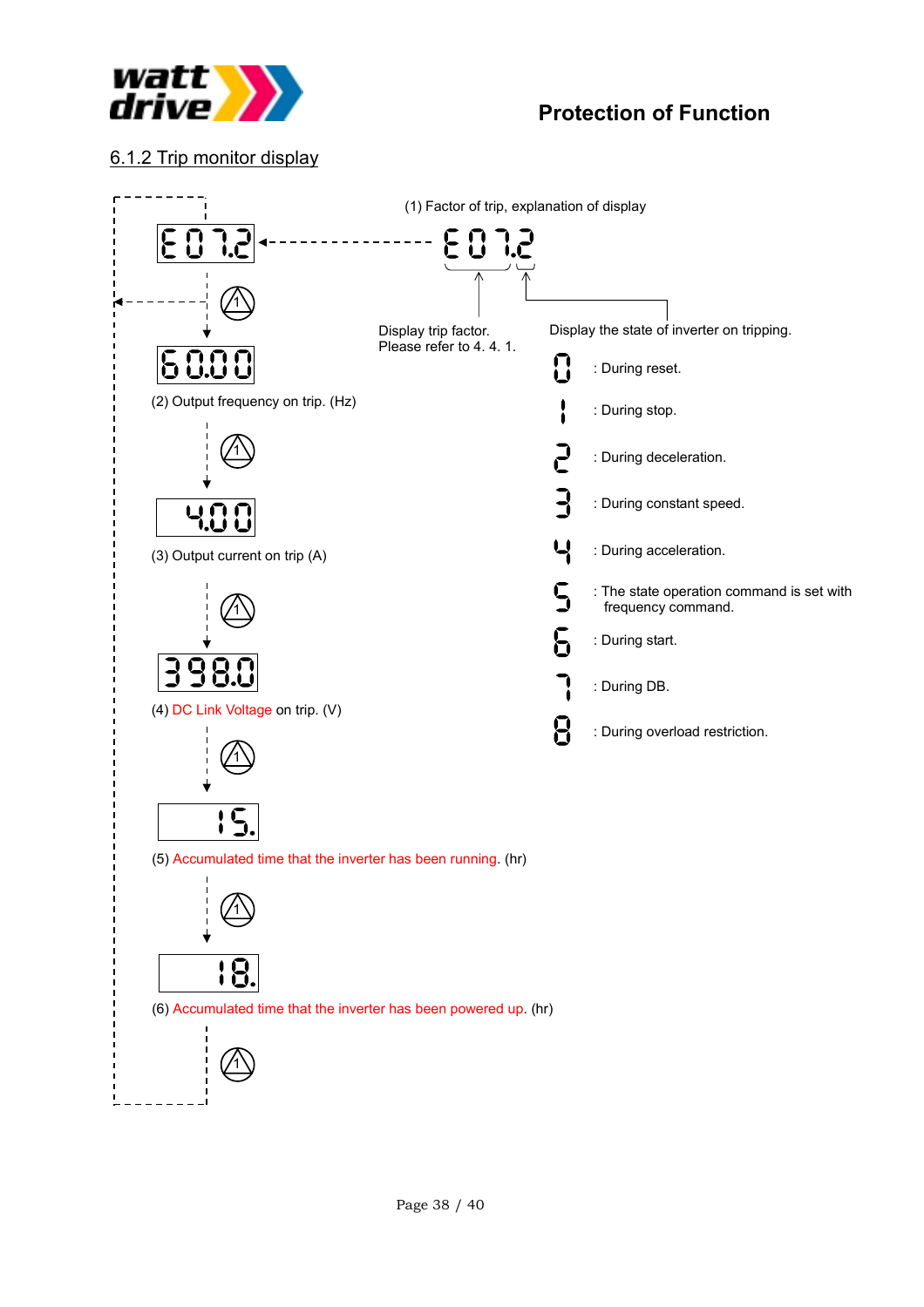## 6.1.2 Trip monitor display

(1) Factor of trip, explanation of display

E07.2

Display trip factor.
Please refer to 4. 4. 1.

Display the state of inverter on tripping.

- 0 : During reset.
- 1 : During stop.
- 2 : During deceleration.
- 3 : During constant speed.
- 4 : During acceleration.
- 5 : The state operation command is set with frequency command.
- 6 : During start.
- 7 : During DB.
- 8 : During overload restriction.

E07.2

60.00

(2) Output frequency on trip. (Hz)

4.00

(3) Output current on trip (A)

398.0

(4) DC Link Voltage on trip. (V)

15.

(5) Accumulated time that the inverter has been running. (hr)

18.

(6) Accumulated time that the inverter has been powered up. (hr)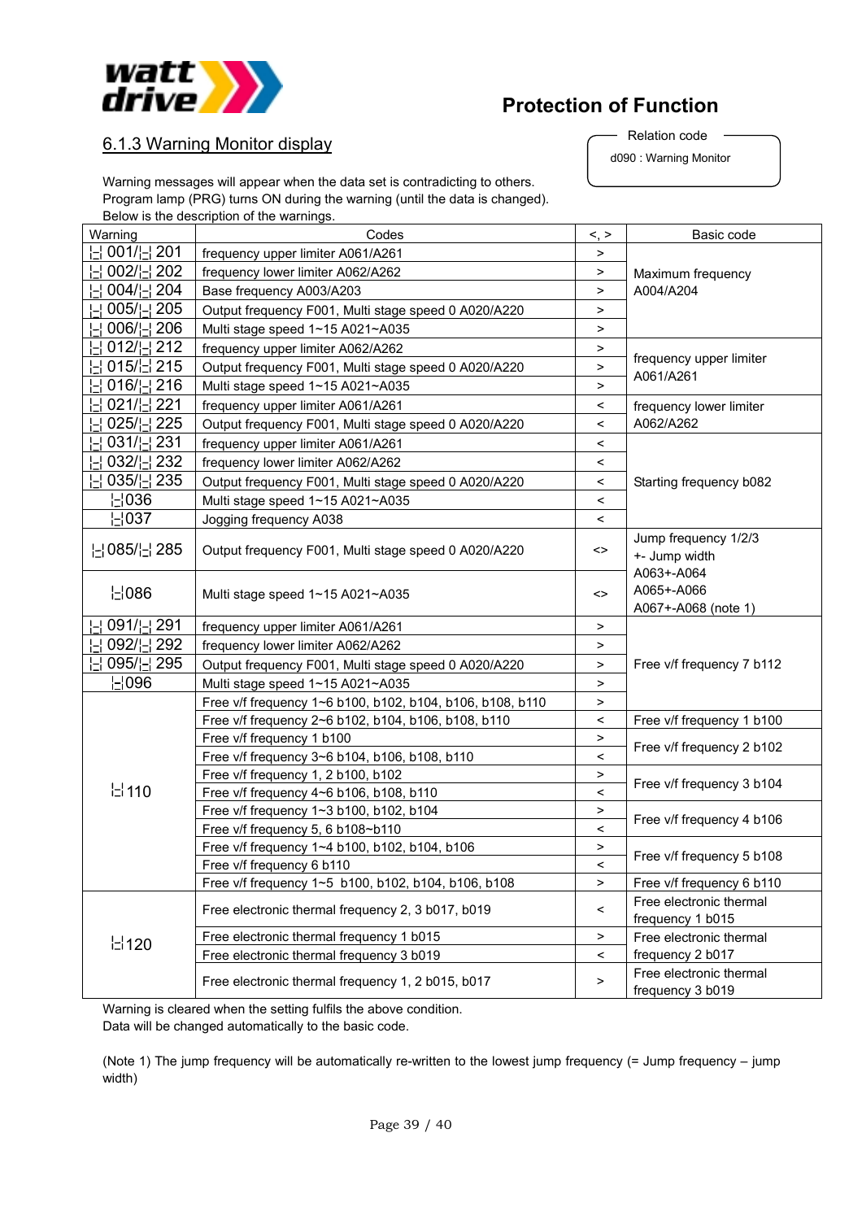# Protection of Function

## 6.1.3 Warning Monitor display

Relation code

d090 : Warning Monitor

Warning messages will appear when the data set is contradicting to others.
Program lamp (PRG) turns ON during the warning (until the data is changed).
Below is the description of the warnings.

| Warning | Codes | <, > | Basic code |
|---|---|---|---|
| 001/ 201 | frequency upper limiter A061/A261 | > | Maximum frequency A004/A204 |
| 002/ 202 | frequency lower limiter A062/A262 | > | |
| 004/ 204 | Base frequency A003/A203 | > | |
| 005/ 205 | Output frequency F001, Multi stage speed 0 A020/A220 | > | |
| 006/ 206 | Multi stage speed 1~15 A021~A035 | > | |
| 012/ 212 | frequency upper limiter A062/A262 | > | frequency upper limiter A061/A261 |
| 015/ 215 | Output frequency F001, Multi stage speed 0 A020/A220 | > | |
| 016/ 216 | Multi stage speed 1~15 A021~A035 | > | |
| 021/ 221 | frequency upper limiter A061/A261 | < | frequency lower limiter A062/A262 |
| 025/ 225 | Output frequency F001, Multi stage speed 0 A020/A220 | < | |
| 031/ 231 | frequency upper limiter A061/A261 | < | Starting frequency b082 |
| 032/ 232 | frequency lower limiter A062/A262 | < | |
| 035/ 235 | Output frequency F001, Multi stage speed 0 A020/A220 | < | |
| 036 | Multi stage speed 1~15 A021~A035 | < | |
| 037 | Jogging frequency A038 | < | |
| 085/ 285 | Output frequency F001, Multi stage speed 0 A020/A220 | <> | Jump frequency 1/2/3 +- Jump width A063+-A064 A065+-A066 A067+-A068 (note 1) |
| 086 | Multi stage speed 1~15 A021~A035 | <> | |
| 091/ 291 | frequency upper limiter A061/A261 | > | Free v/f frequency 7 b112 |
| 092/ 292 | frequency lower limiter A062/A262 | > | |
| 095/ 295 | Output frequency F001, Multi stage speed 0 A020/A220 | > | |
| 096 | Multi stage speed 1~15 A021~A035 | > | |
| 110 | Free v/f frequency 1~6 b100, b102, b104, b106, b108, b110 | > | |
| | Free v/f frequency 2~6 b102, b104, b106, b108, b110 | < | Free v/f frequency 1 b100 |
| | Free v/f frequency 1 b100 | > | Free v/f frequency 2 b102 |
| | Free v/f frequency 3~6 b104, b106, b108, b110 | < | |
| | Free v/f frequency 1, 2 b100, b102 | > | Free v/f frequency 3 b104 |
| | Free v/f frequency 4~6 b106, b108, b110 | < | |
| | Free v/f frequency 1~3 b100, b102, b104 | > | Free v/f frequency 4 b106 |
| | Free v/f frequency 5, 6 b108~b110 | < | |
| | Free v/f frequency 1~4 b100, b102, b104, b106 | > | Free v/f frequency 5 b108 |
| | Free v/f frequency 6 b110 | < | |
| | Free v/f frequency 1~5 b100, b102, b104, b106, b108 | > | Free v/f frequency 6 b110 |
| 120 | Free electronic thermal frequency 2, 3 b017, b019 | < | Free electronic thermal frequency 1 b015 |
| | Free electronic thermal frequency 1 b015 | > | Free electronic thermal frequency 2 b017 |
| | Free electronic thermal frequency 3 b019 | < | |
| | Free electronic thermal frequency 1, 2 b015, b017 | > | Free electronic thermal frequency 3 b019 |

Warning is cleared when the setting fulfils the above condition.
Data will be changed automatically to the basic code.

(Note 1) The jump frequency will be automatically re-written to the lowest jump frequency (= Jump frequency – jump width)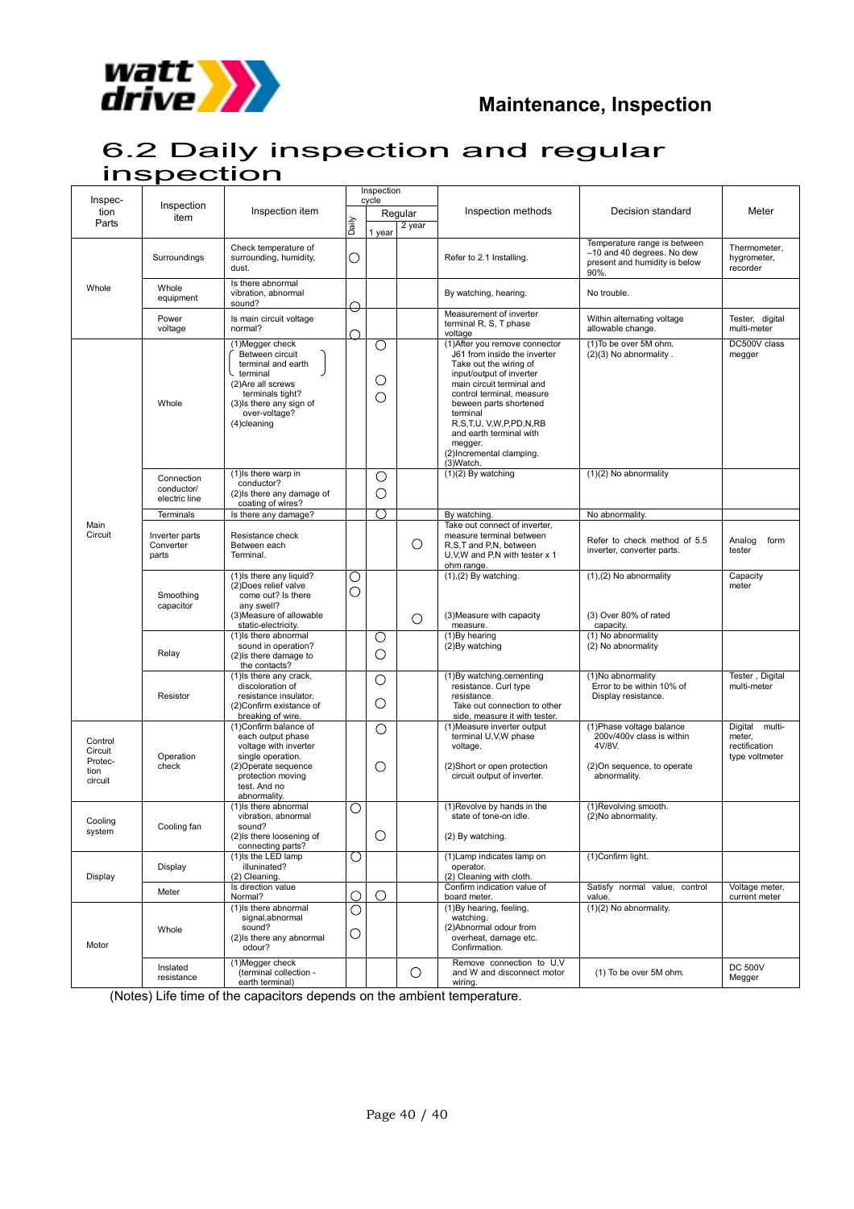## Maintenance, Inspection

# 6.2 Daily inspection and regular inspection

| Inspection Parts | Inspection item | Inspection item | Inspection cycle Daily | Regular 1 year | Regular 2 year | Inspection methods | Decision standard | Meter |
|---|---|---|---|---|---|---|---|---|
| Whole | Surroundings | Check temperature of surrounding, humidity, dust. | ○ | | | Refer to 2.1 Installing. | Temperature range is between –10 and 40 degrees. No dew present and humidity is below 90%. | Thermometer, hygrometer, recorder |
| | Whole equipment | Is there abnormal vibration, abnormal sound? | ○ | | | By watching, hearing. | No trouble. | |
| | Power voltage | Is main circuit voltage normal? | ○ | | | Measurement of inverter terminal R, S, T phase voltage | Within alternating voltage allowable change. | Tester, digital multi-meter |
| Main Circuit | Whole | (1)Megger check (Between circuit terminal and earth terminal) (2)Are all screws terminals tight? (3)Is there any sign of over-voltage? (4)cleaning | | ○ ○ ○ | | (1)After you remove connector J61 from inside the inverter Take out the wiring of input/output of inverter main circuit terminal and control terminal, measure beween parts shortened terminal R,S,T,U, V,W,P,PD,N,RB and earth terminal with megger. (2)Incremental clamping. (3)Watch. | (1)To be over 5M ohm. (2)(3) No abnormality . | DC500V class megger |
| | Connection conductor/ electric line | (1)Is there warp in conductor? (2)Is there any damage of coating of wires? | | ○ ○ | | (1)(2) By watching | (1)(2) No abnormality | |
| | Terminals | Is there any damage? | | ○ | | By watching. | No abnormality. | |
| | Inverter parts Converter parts | Resistance check Between each Terminal. | | | ○ | Take out connect of inverter, measure terminal between R,S,T and P,N, between U,V,W and P,N with tester x 1 ohm range. | Refer to check method of 5.5 inverter, converter parts. | Analog form tester |
| | Smoothing capacitor | (1)Is there any liquid? (2)Does relief valve come out? Is there any swell? (3)Measure of allowable static-electricity. | ○ ○ | | ○ | (1),(2) By watching. (3)Measure with capacity measure. | (1),(2) No abnormality (3) Over 80% of rated capacity. | Capacity meter |
| | Relay | (1)Is there abnormal sound in operation? (2)Is there damage to the contacts? | | ○ ○ | | (1)By hearing (2)By watching | (1) No abnormality (2) No abnormality | |
| | Resistor | (1)Is there any crack, discoloration of resistance insulator. (2)Confirm existance of breaking of wire. | | ○ ○ | | (1)By watching,cementing resistance. Curl type resistance. Take out connection to other side, measure it with tester. | (1)No abnormality Error to be within 10% of Display resistance. | Tester , Digital multi-meter |
| Control Circuit Protection circuit | Operation check | (1)Confirm balance of each output phase voltage with inverter single operation. (2)Operate sequence protection moving test. And no abnormality. | | ○ ○ | | (1)Measure inverter output terminal U,V,W phase voltage. (2)Short or open protection circuit output of inverter. | (1)Phase voltage balance 200v/400v class is within 4V/8V. (2)On sequence, to operate abnormality. | Digital multi-meter, rectification type voltmeter |
| Cooling system | Cooling fan | (1)Is there abnormal vibration, abnormal sound? (2)Is there loosening of connecting parts? | ○ | ○ | | (1)Revolve by hands in the state of tone-on idle. (2) By watching. | (1)Revolving smooth. (2)No abnormality. | |
| Display | Display | (1)Is the LED lamp illuninated? (2) Cleaning. | ○ | | | (1)Lamp indicates lamp on operator. (2) Cleaning with cloth. | (1)Confirm light. | |
| | Meter | Is direction value Normal? | ○ | ○ | | Confirm indication value of control board meter. | Satisfy normal value, control value. | Voltage meter, current meter |
| Motor | Whole | (1)Is there abnormal signal,abnormal sound? (2)Is there any abnormal odour? | ○ ○ | | | (1)By hearing, feeling, watching. (2)Abnormal odour from overheat, damage etc. Confirmation. | (1)(2) No abnormality. | |
| | Inslated resistance | (1)Megger check (terminal collection - earth terminal) | | | ○ | Remove connection to U,V and W and disconnect motor wiring. | (1) To be over 5M ohm. | DC 500V Megger |

(Notes) Life time of the capacitors depends on the ambient temperature.